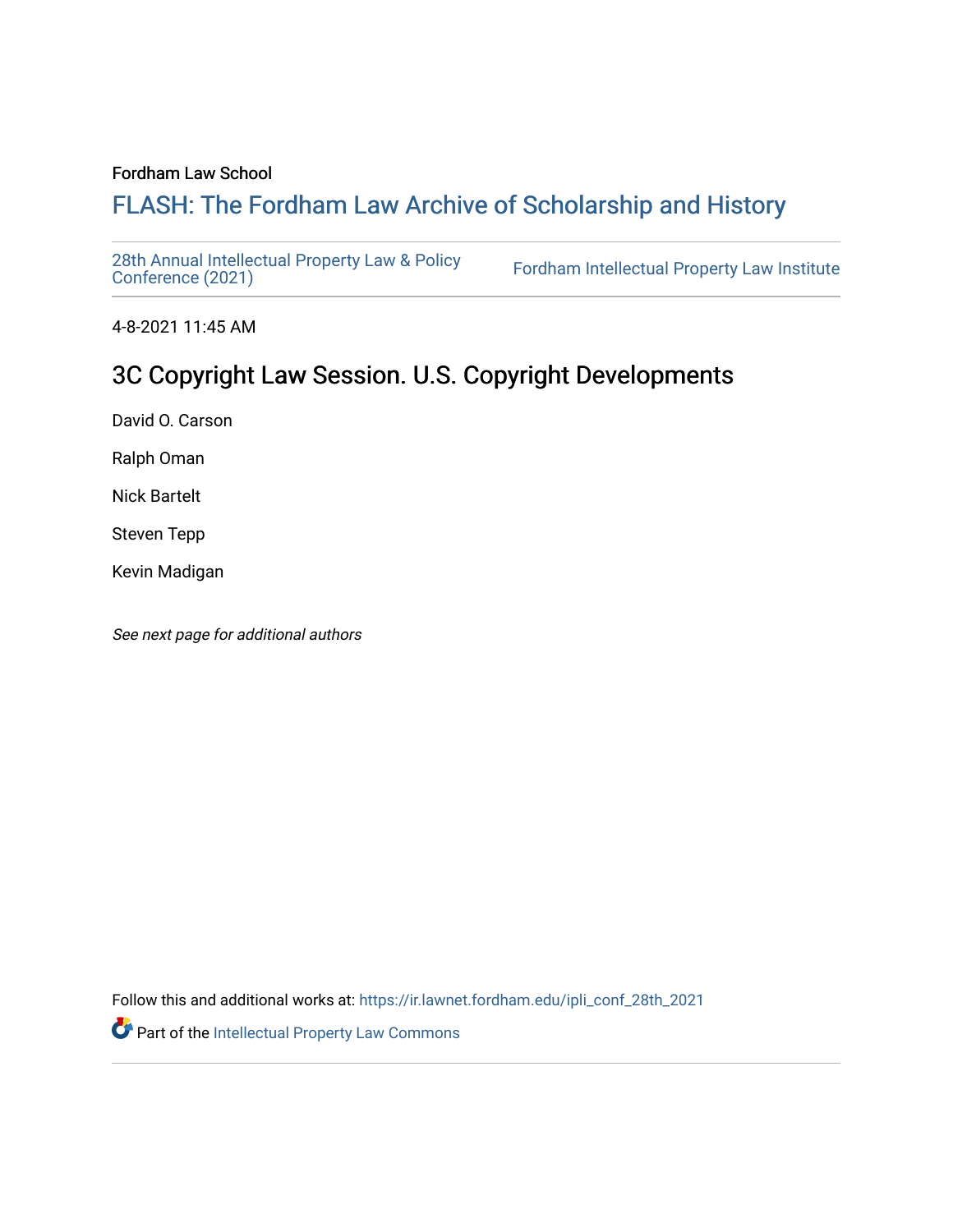Fordham Law School

# FLASH: The Fordham Law Archive of Scholarship and History

28th Annual Intellectual Property Law & Policy Conference (2021) | Fordham Intellectual Property Law Institute

4-8-2021 11:45 AM

## 3C Copyright Law Session. U.S. Copyright Developments

David O. Carson

Ralph Oman

Nick Bartelt

Steven Tepp

Kevin Madigan

*See next page for additional authors*

Follow this and additional works at: https://ir.lawnet.fordham.edu/ipli_conf_28th_2021

Part of the Intellectual Property Law Commons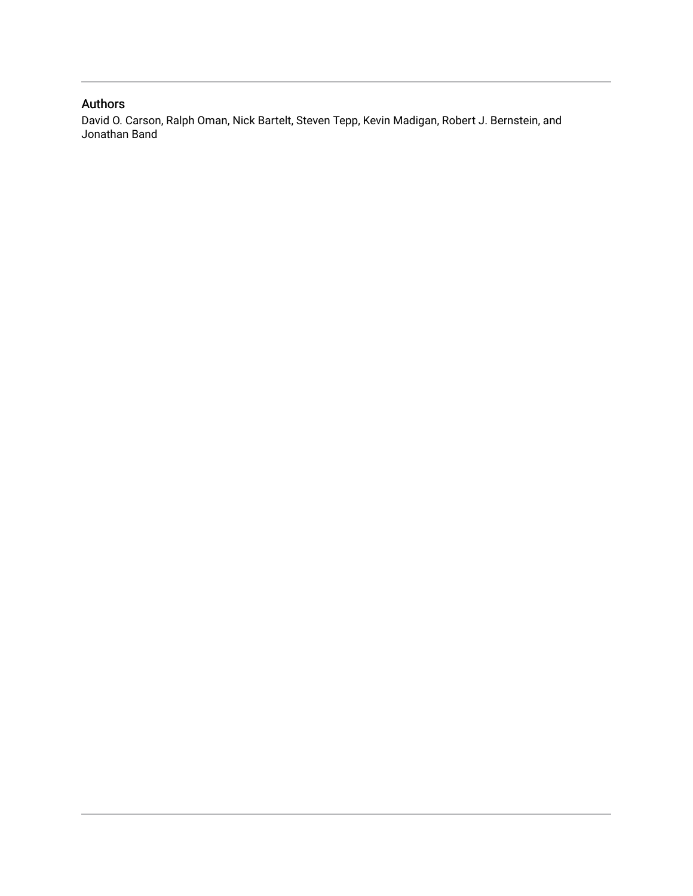## Authors

David O. Carson, Ralph Oman, Nick Bartelt, Steven Tepp, Kevin Madigan, Robert J. Bernstein, and Jonathan Band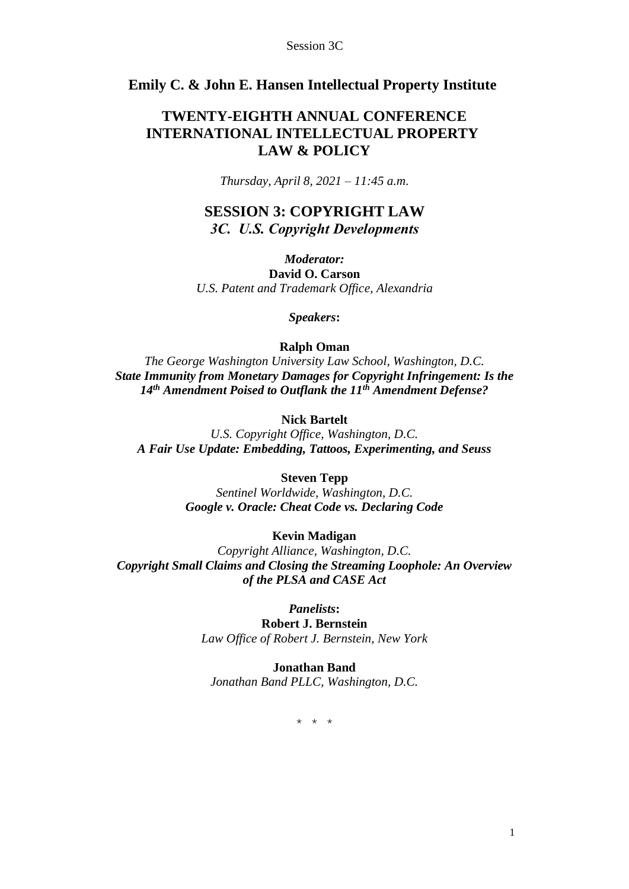**Emily C. & John E. Hansen Intellectual Property Institute**

# TWENTY-EIGHTH ANNUAL CONFERENCE INTERNATIONAL INTELLECTUAL PROPERTY LAW & POLICY

*Thursday, April 8, 2021 – 11:45 a.m.*

## SESSION 3: COPYRIGHT LAW
### *3C. U.S. Copyright Developments*

***Moderator:***
**David O. Carson**
*U.S. Patent and Trademark Office, Alexandria*

***Speakers*:**

**Ralph Oman**
*The George Washington University Law School, Washington, D.C.*
***State Immunity from Monetary Damages for Copyright Infringement: Is the 14th Amendment Poised to Outflank the 11th Amendment Defense?***

**Nick Bartelt**
*U.S. Copyright Office, Washington, D.C.*
***A Fair Use Update: Embedding, Tattoos, Experimenting, and Seuss***

**Steven Tepp**
*Sentinel Worldwide, Washington, D.C.*
***Google v. Oracle: Cheat Code vs. Declaring Code***

**Kevin Madigan**
*Copyright Alliance, Washington, D.C.*
***Copyright Small Claims and Closing the Streaming Loophole: An Overview of the PLSA and CASE Act***

***Panelists*:**
**Robert J. Bernstein**
*Law Office of Robert J. Bernstein, New York*

**Jonathan Band**
*Jonathan Band PLLC, Washington, D.C.*

\* \* \*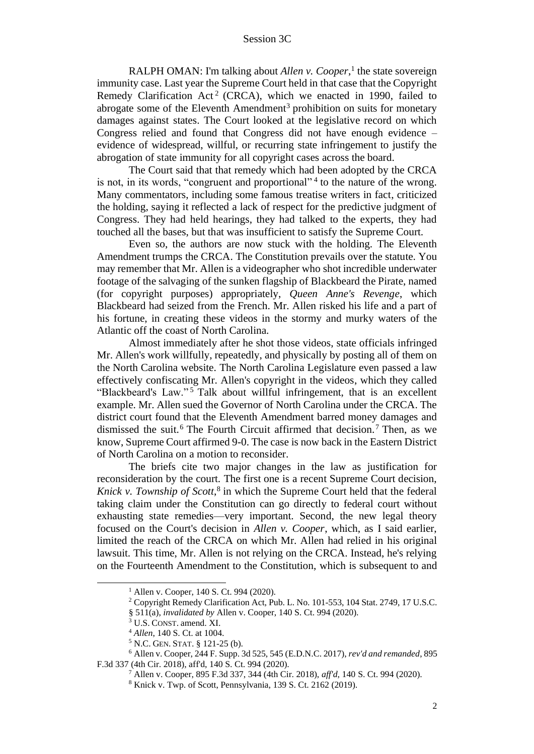RALPH OMAN: I'm talking about *Allen v. Cooper*,[1] the state sovereign immunity case. Last year the Supreme Court held in that case that the Copyright Remedy Clarification Act[2] (CRCA), which we enacted in 1990, failed to abrogate some of the Eleventh Amendment[3] prohibition on suits for monetary damages against states. The Court looked at the legislative record on which Congress relied and found that Congress did not have enough evidence – evidence of widespread, willful, or recurring state infringement to justify the abrogation of state immunity for all copyright cases across the board.

The Court said that that remedy which had been adopted by the CRCA is not, in its words, "congruent and proportional"[4] to the nature of the wrong. Many commentators, including some famous treatise writers in fact, criticized the holding, saying it reflected a lack of respect for the predictive judgment of Congress. They had held hearings, they had talked to the experts, they had touched all the bases, but that was insufficient to satisfy the Supreme Court.

Even so, the authors are now stuck with the holding. The Eleventh Amendment trumps the CRCA. The Constitution prevails over the statute. You may remember that Mr. Allen is a videographer who shot incredible underwater footage of the salvaging of the sunken flagship of Blackbeard the Pirate, named (for copyright purposes) appropriately, *Queen Anne's Revenge*, which Blackbeard had seized from the French. Mr. Allen risked his life and a part of his fortune, in creating these videos in the stormy and murky waters of the Atlantic off the coast of North Carolina.

Almost immediately after he shot those videos, state officials infringed Mr. Allen's work willfully, repeatedly, and physically by posting all of them on the North Carolina website. The North Carolina Legislature even passed a law effectively confiscating Mr. Allen's copyright in the videos, which they called "Blackbeard's Law."[5] Talk about willful infringement, that is an excellent example. Mr. Allen sued the Governor of North Carolina under the CRCA. The district court found that the Eleventh Amendment barred money damages and dismissed the suit.[6] The Fourth Circuit affirmed that decision.[7] Then, as we know, Supreme Court affirmed 9-0. The case is now back in the Eastern District of North Carolina on a motion to reconsider.

The briefs cite two major changes in the law as justification for reconsideration by the court. The first one is a recent Supreme Court decision, *Knick v. Township of Scott*,[8] in which the Supreme Court held that the federal taking claim under the Constitution can go directly to federal court without exhausting state remedies—very important. Second, the new legal theory focused on the Court's decision in *Allen v. Cooper*, which, as I said earlier, limited the reach of the CRCA on which Mr. Allen had relied in his original lawsuit. This time, Mr. Allen is not relying on the CRCA. Instead, he's relying on the Fourteenth Amendment to the Constitution, which is subsequent to and

---

[1] Allen v. Cooper, 140 S. Ct. 994 (2020).

[2] Copyright Remedy Clarification Act, Pub. L. No. 101-553, 104 Stat. 2749, 17 U.S.C. § 511(a), *invalidated by* Allen v. Cooper, 140 S. Ct. 994 (2020).

[3] U.S. CONST. amend. XI.

[4] *Allen*, 140 S. Ct. at 1004.

[5] N.C. GEN. STAT. § 121-25 (b).

[6] Allen v. Cooper, 244 F. Supp. 3d 525, 545 (E.D.N.C. 2017), *rev'd and remanded*, 895 F.3d 337 (4th Cir. 2018), aff'd, 140 S. Ct. 994 (2020).

[7] Allen v. Cooper, 895 F.3d 337, 344 (4th Cir. 2018), *aff'd*, 140 S. Ct. 994 (2020).

[8] Knick v. Twp. of Scott, Pennsylvania, 139 S. Ct. 2162 (2019).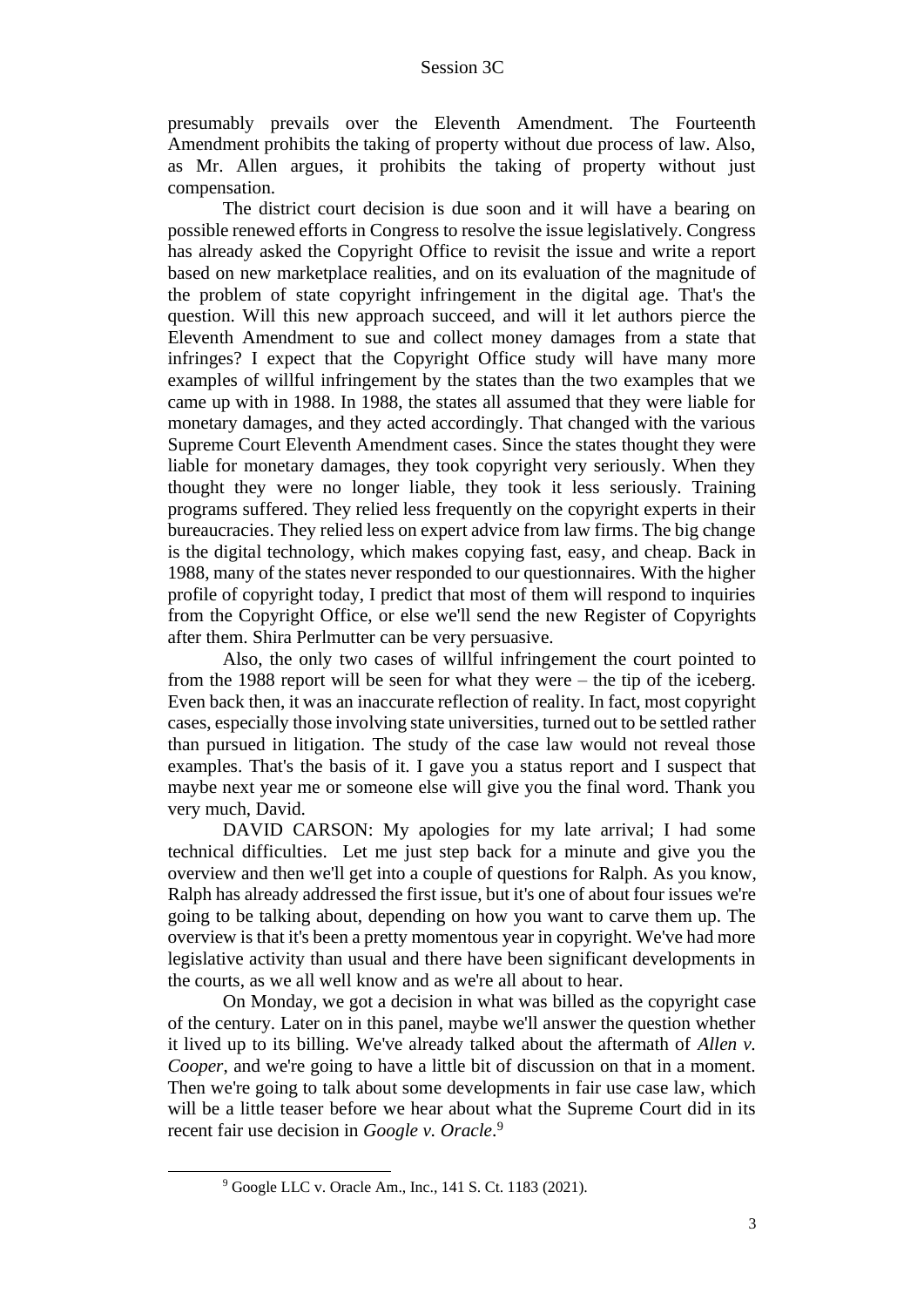presumably prevails over the Eleventh Amendment. The Fourteenth Amendment prohibits the taking of property without due process of law. Also, as Mr. Allen argues, it prohibits the taking of property without just compensation.

The district court decision is due soon and it will have a bearing on possible renewed efforts in Congress to resolve the issue legislatively. Congress has already asked the Copyright Office to revisit the issue and write a report based on new marketplace realities, and on its evaluation of the magnitude of the problem of state copyright infringement in the digital age. That's the question. Will this new approach succeed, and will it let authors pierce the Eleventh Amendment to sue and collect money damages from a state that infringes? I expect that the Copyright Office study will have many more examples of willful infringement by the states than the two examples that we came up with in 1988. In 1988, the states all assumed that they were liable for monetary damages, and they acted accordingly. That changed with the various Supreme Court Eleventh Amendment cases. Since the states thought they were liable for monetary damages, they took copyright very seriously. When they thought they were no longer liable, they took it less seriously. Training programs suffered. They relied less frequently on the copyright experts in their bureaucracies. They relied less on expert advice from law firms. The big change is the digital technology, which makes copying fast, easy, and cheap. Back in 1988, many of the states never responded to our questionnaires. With the higher profile of copyright today, I predict that most of them will respond to inquiries from the Copyright Office, or else we'll send the new Register of Copyrights after them. Shira Perlmutter can be very persuasive.

Also, the only two cases of willful infringement the court pointed to from the 1988 report will be seen for what they were – the tip of the iceberg. Even back then, it was an inaccurate reflection of reality. In fact, most copyright cases, especially those involving state universities, turned out to be settled rather than pursued in litigation. The study of the case law would not reveal those examples. That's the basis of it. I gave you a status report and I suspect that maybe next year me or someone else will give you the final word. Thank you very much, David.

DAVID CARSON: My apologies for my late arrival; I had some technical difficulties. Let me just step back for a minute and give you the overview and then we'll get into a couple of questions for Ralph. As you know, Ralph has already addressed the first issue, but it's one of about four issues we're going to be talking about, depending on how you want to carve them up. The overview is that it's been a pretty momentous year in copyright. We've had more legislative activity than usual and there have been significant developments in the courts, as we all well know and as we're all about to hear.

On Monday, we got a decision in what was billed as the copyright case of the century. Later on in this panel, maybe we'll answer the question whether it lived up to its billing. We've already talked about the aftermath of *Allen v. Cooper*, and we're going to have a little bit of discussion on that in a moment. Then we're going to talk about some developments in fair use case law, which will be a little teaser before we hear about what the Supreme Court did in its recent fair use decision in *Google v. Oracle*.[9]

---

[9] Google LLC v. Oracle Am., Inc., 141 S. Ct. 1183 (2021).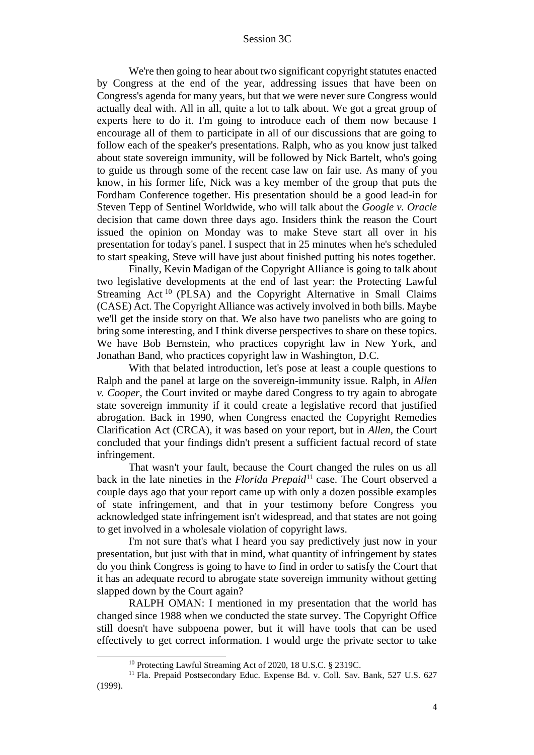We're then going to hear about two significant copyright statutes enacted by Congress at the end of the year, addressing issues that have been on Congress's agenda for many years, but that we were never sure Congress would actually deal with. All in all, quite a lot to talk about. We got a great group of experts here to do it. I'm going to introduce each of them now because I encourage all of them to participate in all of our discussions that are going to follow each of the speaker's presentations. Ralph, who as you know just talked about state sovereign immunity, will be followed by Nick Bartelt, who's going to guide us through some of the recent case law on fair use. As many of you know, in his former life, Nick was a key member of the group that puts the Fordham Conference together. His presentation should be a good lead-in for Steven Tepp of Sentinel Worldwide, who will talk about the *Google v. Oracle* decision that came down three days ago. Insiders think the reason the Court issued the opinion on Monday was to make Steve start all over in his presentation for today's panel. I suspect that in 25 minutes when he's scheduled to start speaking, Steve will have just about finished putting his notes together.

Finally, Kevin Madigan of the Copyright Alliance is going to talk about two legislative developments at the end of last year: the Protecting Lawful Streaming Act[10] (PLSA) and the Copyright Alternative in Small Claims (CASE) Act. The Copyright Alliance was actively involved in both bills. Maybe we'll get the inside story on that. We also have two panelists who are going to bring some interesting, and I think diverse perspectives to share on these topics. We have Bob Bernstein, who practices copyright law in New York, and Jonathan Band, who practices copyright law in Washington, D.C.

With that belated introduction, let's pose at least a couple questions to Ralph and the panel at large on the sovereign-immunity issue. Ralph, in *Allen v. Cooper*, the Court invited or maybe dared Congress to try again to abrogate state sovereign immunity if it could create a legislative record that justified abrogation. Back in 1990, when Congress enacted the Copyright Remedies Clarification Act (CRCA), it was based on your report, but in *Allen*, the Court concluded that your findings didn't present a sufficient factual record of state infringement.

That wasn't your fault, because the Court changed the rules on us all back in the late nineties in the *Florida Prepaid*[11] case. The Court observed a couple days ago that your report came up with only a dozen possible examples of state infringement, and that in your testimony before Congress you acknowledged state infringement isn't widespread, and that states are not going to get involved in a wholesale violation of copyright laws.

I'm not sure that's what I heard you say predictively just now in your presentation, but just with that in mind, what quantity of infringement by states do you think Congress is going to have to find in order to satisfy the Court that it has an adequate record to abrogate state sovereign immunity without getting slapped down by the Court again?

RALPH OMAN: I mentioned in my presentation that the world has changed since 1988 when we conducted the state survey. The Copyright Office still doesn't have subpoena power, but it will have tools that can be used effectively to get correct information. I would urge the private sector to take

---

[10] Protecting Lawful Streaming Act of 2020, 18 U.S.C. § 2319C.

[11] Fla. Prepaid Postsecondary Educ. Expense Bd. v. Coll. Sav. Bank, 527 U.S. 627 (1999).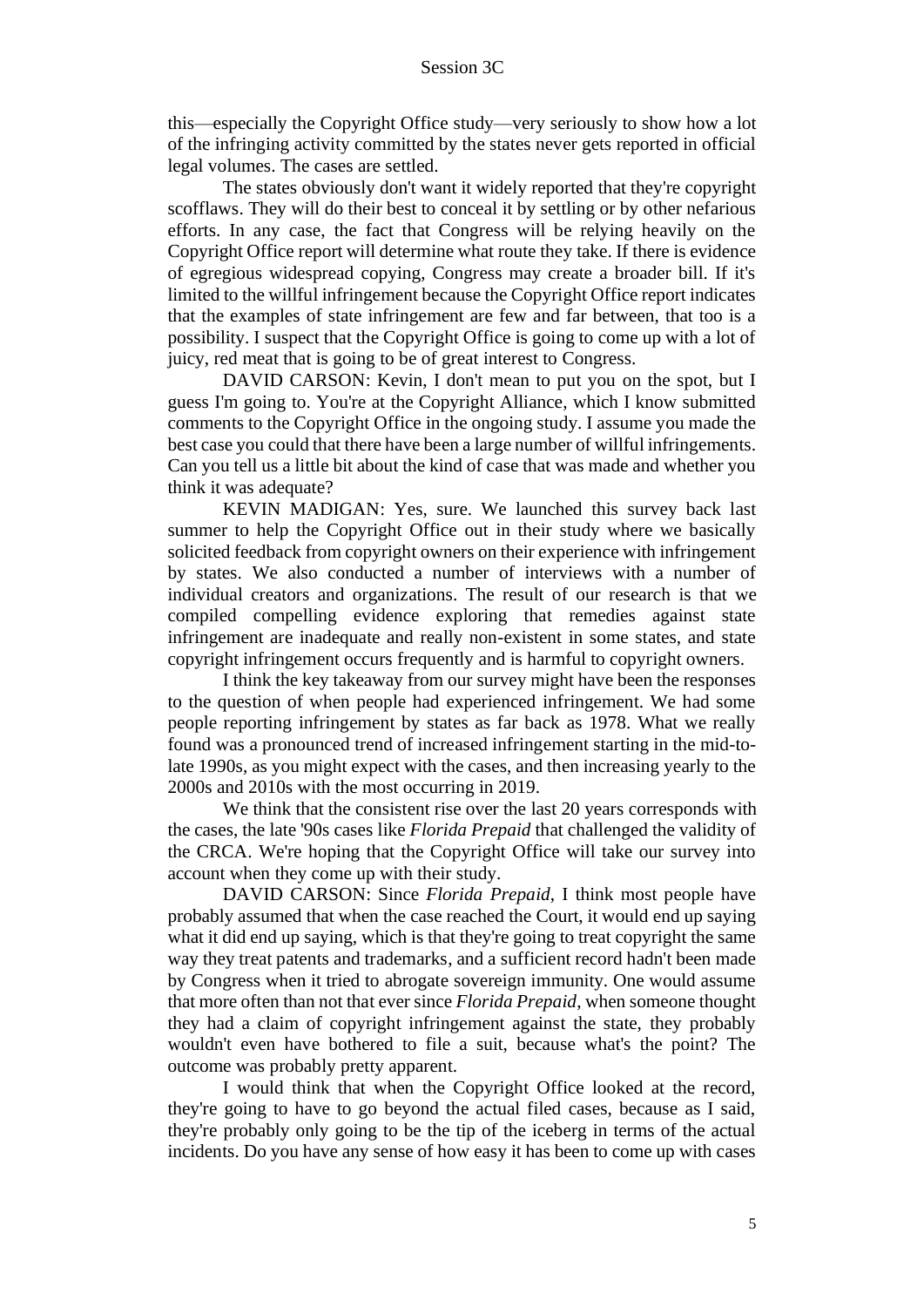this—especially the Copyright Office study—very seriously to show how a lot of the infringing activity committed by the states never gets reported in official legal volumes. The cases are settled.

The states obviously don't want it widely reported that they're copyright scofflaws. They will do their best to conceal it by settling or by other nefarious efforts. In any case, the fact that Congress will be relying heavily on the Copyright Office report will determine what route they take. If there is evidence of egregious widespread copying, Congress may create a broader bill. If it's limited to the willful infringement because the Copyright Office report indicates that the examples of state infringement are few and far between, that too is a possibility. I suspect that the Copyright Office is going to come up with a lot of juicy, red meat that is going to be of great interest to Congress.

DAVID CARSON: Kevin, I don't mean to put you on the spot, but I guess I'm going to. You're at the Copyright Alliance, which I know submitted comments to the Copyright Office in the ongoing study. I assume you made the best case you could that there have been a large number of willful infringements. Can you tell us a little bit about the kind of case that was made and whether you think it was adequate?

KEVIN MADIGAN: Yes, sure. We launched this survey back last summer to help the Copyright Office out in their study where we basically solicited feedback from copyright owners on their experience with infringement by states. We also conducted a number of interviews with a number of individual creators and organizations. The result of our research is that we compiled compelling evidence exploring that remedies against state infringement are inadequate and really non-existent in some states, and state copyright infringement occurs frequently and is harmful to copyright owners.

I think the key takeaway from our survey might have been the responses to the question of when people had experienced infringement. We had some people reporting infringement by states as far back as 1978. What we really found was a pronounced trend of increased infringement starting in the mid-to-late 1990s, as you might expect with the cases, and then increasing yearly to the 2000s and 2010s with the most occurring in 2019.

We think that the consistent rise over the last 20 years corresponds with the cases, the late '90s cases like *Florida Prepaid* that challenged the validity of the CRCA. We're hoping that the Copyright Office will take our survey into account when they come up with their study.

DAVID CARSON: Since *Florida Prepaid*, I think most people have probably assumed that when the case reached the Court, it would end up saying what it did end up saying, which is that they're going to treat copyright the same way they treat patents and trademarks, and a sufficient record hadn't been made by Congress when it tried to abrogate sovereign immunity. One would assume that more often than not that ever since *Florida Prepaid*, when someone thought they had a claim of copyright infringement against the state, they probably wouldn't even have bothered to file a suit, because what's the point? The outcome was probably pretty apparent.

I would think that when the Copyright Office looked at the record, they're going to have to go beyond the actual filed cases, because as I said, they're probably only going to be the tip of the iceberg in terms of the actual incidents. Do you have any sense of how easy it has been to come up with cases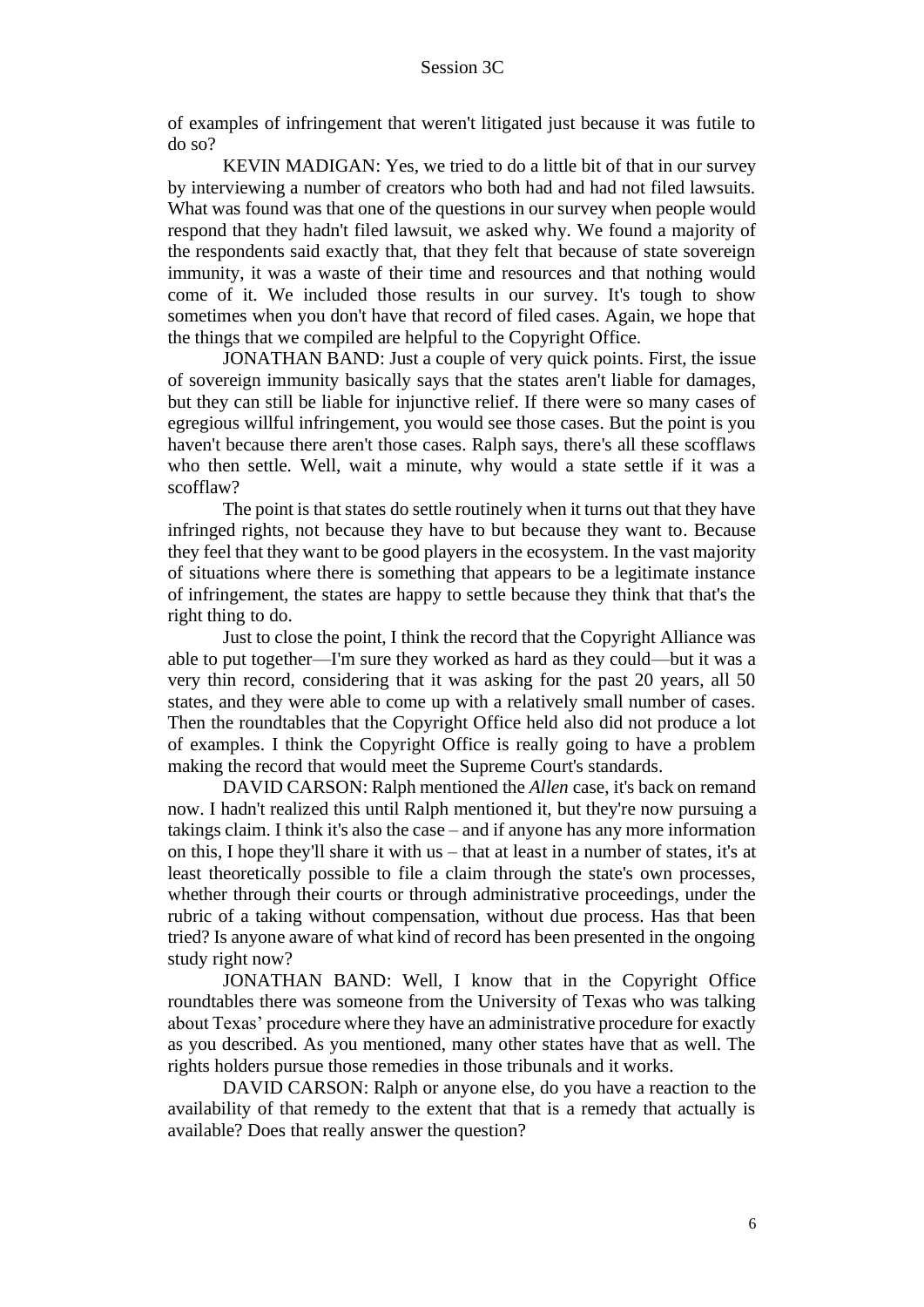of examples of infringement that weren't litigated just because it was futile to do so?

KEVIN MADIGAN: Yes, we tried to do a little bit of that in our survey by interviewing a number of creators who both had and had not filed lawsuits. What was found was that one of the questions in our survey when people would respond that they hadn't filed lawsuit, we asked why. We found a majority of the respondents said exactly that, that they felt that because of state sovereign immunity, it was a waste of their time and resources and that nothing would come of it. We included those results in our survey. It's tough to show sometimes when you don't have that record of filed cases. Again, we hope that the things that we compiled are helpful to the Copyright Office.

JONATHAN BAND: Just a couple of very quick points. First, the issue of sovereign immunity basically says that the states aren't liable for damages, but they can still be liable for injunctive relief. If there were so many cases of egregious willful infringement, you would see those cases. But the point is you haven't because there aren't those cases. Ralph says, there's all these scofflaws who then settle. Well, wait a minute, why would a state settle if it was a scofflaw?

The point is that states do settle routinely when it turns out that they have infringed rights, not because they have to but because they want to. Because they feel that they want to be good players in the ecosystem. In the vast majority of situations where there is something that appears to be a legitimate instance of infringement, the states are happy to settle because they think that that's the right thing to do.

Just to close the point, I think the record that the Copyright Alliance was able to put together—I'm sure they worked as hard as they could—but it was a very thin record, considering that it was asking for the past 20 years, all 50 states, and they were able to come up with a relatively small number of cases. Then the roundtables that the Copyright Office held also did not produce a lot of examples. I think the Copyright Office is really going to have a problem making the record that would meet the Supreme Court's standards.

DAVID CARSON: Ralph mentioned the *Allen* case, it's back on remand now. I hadn't realized this until Ralph mentioned it, but they're now pursuing a takings claim. I think it's also the case – and if anyone has any more information on this, I hope they'll share it with us – that at least in a number of states, it's at least theoretically possible to file a claim through the state's own processes, whether through their courts or through administrative proceedings, under the rubric of a taking without compensation, without due process. Has that been tried? Is anyone aware of what kind of record has been presented in the ongoing study right now?

JONATHAN BAND: Well, I know that in the Copyright Office roundtables there was someone from the University of Texas who was talking about Texas' procedure where they have an administrative procedure for exactly as you described. As you mentioned, many other states have that as well. The rights holders pursue those remedies in those tribunals and it works.

DAVID CARSON: Ralph or anyone else, do you have a reaction to the availability of that remedy to the extent that that is a remedy that actually is available? Does that really answer the question?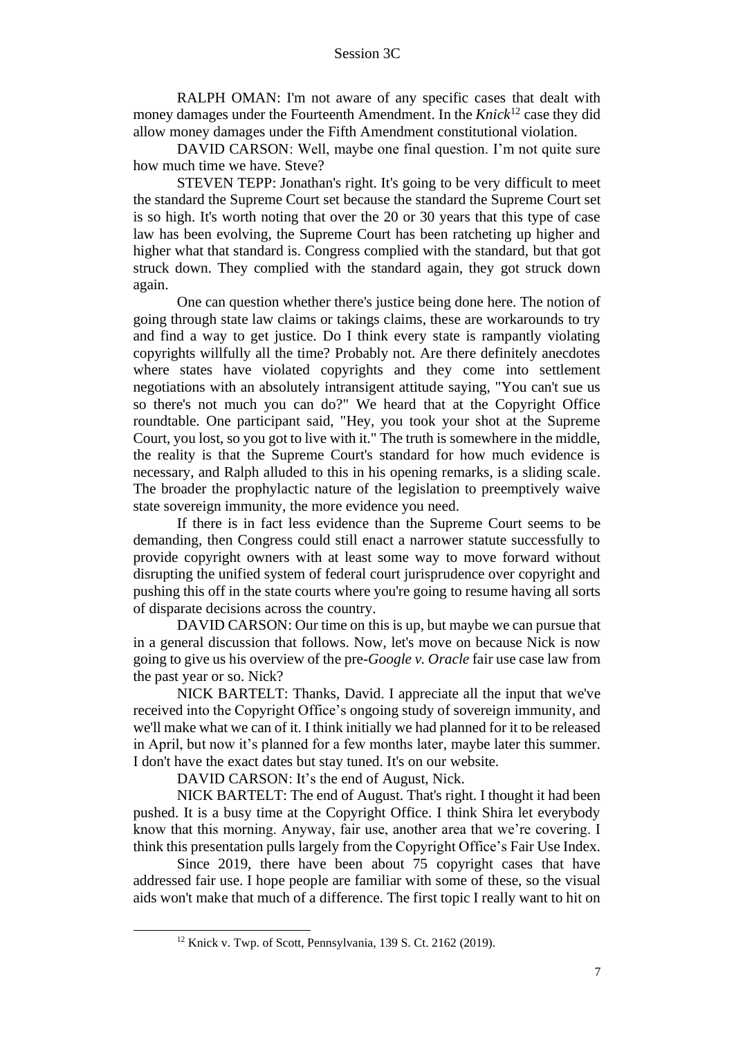RALPH OMAN: I'm not aware of any specific cases that dealt with money damages under the Fourteenth Amendment. In the *Knick*[12] case they did allow money damages under the Fifth Amendment constitutional violation.

DAVID CARSON: Well, maybe one final question. I'm not quite sure how much time we have. Steve?

STEVEN TEPP: Jonathan's right. It's going to be very difficult to meet the standard the Supreme Court set because the standard the Supreme Court set is so high. It's worth noting that over the 20 or 30 years that this type of case law has been evolving, the Supreme Court has been ratcheting up higher and higher what that standard is. Congress complied with the standard, but that got struck down. They complied with the standard again, they got struck down again.

One can question whether there's justice being done here. The notion of going through state law claims or takings claims, these are workarounds to try and find a way to get justice. Do I think every state is rampantly violating copyrights willfully all the time? Probably not. Are there definitely anecdotes where states have violated copyrights and they come into settlement negotiations with an absolutely intransigent attitude saying, "You can't sue us so there's not much you can do?" We heard that at the Copyright Office roundtable. One participant said, "Hey, you took your shot at the Supreme Court, you lost, so you got to live with it." The truth is somewhere in the middle, the reality is that the Supreme Court's standard for how much evidence is necessary, and Ralph alluded to this in his opening remarks, is a sliding scale. The broader the prophylactic nature of the legislation to preemptively waive state sovereign immunity, the more evidence you need.

If there is in fact less evidence than the Supreme Court seems to be demanding, then Congress could still enact a narrower statute successfully to provide copyright owners with at least some way to move forward without disrupting the unified system of federal court jurisprudence over copyright and pushing this off in the state courts where you're going to resume having all sorts of disparate decisions across the country.

DAVID CARSON: Our time on this is up, but maybe we can pursue that in a general discussion that follows. Now, let's move on because Nick is now going to give us his overview of the pre-*Google v. Oracle* fair use case law from the past year or so. Nick?

NICK BARTELT: Thanks, David. I appreciate all the input that we've received into the Copyright Office's ongoing study of sovereign immunity, and we'll make what we can of it. I think initially we had planned for it to be released in April, but now it's planned for a few months later, maybe later this summer. I don't have the exact dates but stay tuned. It's on our website.

DAVID CARSON: It's the end of August, Nick.

NICK BARTELT: The end of August. That's right. I thought it had been pushed. It is a busy time at the Copyright Office. I think Shira let everybody know that this morning. Anyway, fair use, another area that we're covering. I think this presentation pulls largely from the Copyright Office's Fair Use Index.

Since 2019, there have been about 75 copyright cases that have addressed fair use. I hope people are familiar with some of these, so the visual aids won't make that much of a difference. The first topic I really want to hit on

[12] Knick v. Twp. of Scott, Pennsylvania, 139 S. Ct. 2162 (2019).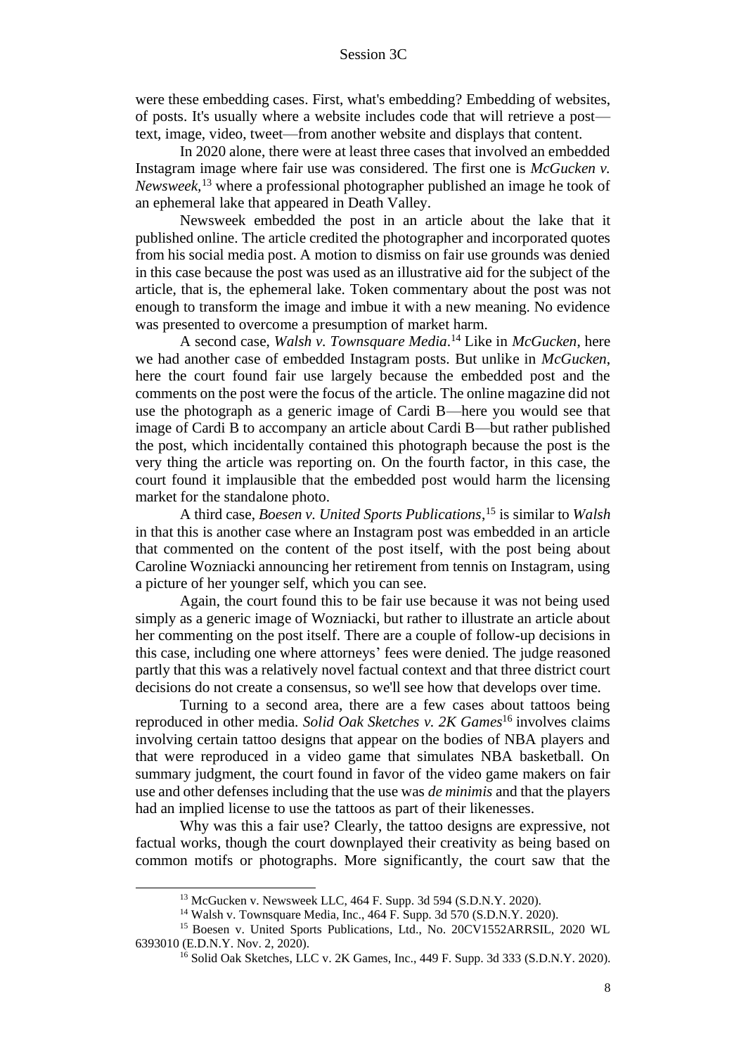were these embedding cases. First, what's embedding? Embedding of websites, of posts. It's usually where a website includes code that will retrieve a post—text, image, video, tweet—from another website and displays that content.

In 2020 alone, there were at least three cases that involved an embedded Instagram image where fair use was considered. The first one is *McGucken v. Newsweek*,[13] where a professional photographer published an image he took of an ephemeral lake that appeared in Death Valley.

Newsweek embedded the post in an article about the lake that it published online. The article credited the photographer and incorporated quotes from his social media post. A motion to dismiss on fair use grounds was denied in this case because the post was used as an illustrative aid for the subject of the article, that is, the ephemeral lake. Token commentary about the post was not enough to transform the image and imbue it with a new meaning. No evidence was presented to overcome a presumption of market harm.

A second case, *Walsh v. Townsquare Media*.[14] Like in *McGucken*, here we had another case of embedded Instagram posts. But unlike in *McGucken*, here the court found fair use largely because the embedded post and the comments on the post were the focus of the article. The online magazine did not use the photograph as a generic image of Cardi B—here you would see that image of Cardi B to accompany an article about Cardi B—but rather published the post, which incidentally contained this photograph because the post is the very thing the article was reporting on. On the fourth factor, in this case, the court found it implausible that the embedded post would harm the licensing market for the standalone photo.

A third case, *Boesen v. United Sports Publications*,[15] is similar to *Walsh* in that this is another case where an Instagram post was embedded in an article that commented on the content of the post itself, with the post being about Caroline Wozniacki announcing her retirement from tennis on Instagram, using a picture of her younger self, which you can see.

Again, the court found this to be fair use because it was not being used simply as a generic image of Wozniacki, but rather to illustrate an article about her commenting on the post itself. There are a couple of follow-up decisions in this case, including one where attorneys' fees were denied. The judge reasoned partly that this was a relatively novel factual context and that three district court decisions do not create a consensus, so we'll see how that develops over time.

Turning to a second area, there are a few cases about tattoos being reproduced in other media. *Solid Oak Sketches v. 2K Games*[16] involves claims involving certain tattoo designs that appear on the bodies of NBA players and that were reproduced in a video game that simulates NBA basketball. On summary judgment, the court found in favor of the video game makers on fair use and other defenses including that the use was *de minimis* and that the players had an implied license to use the tattoos as part of their likenesses.

Why was this a fair use? Clearly, the tattoo designs are expressive, not factual works, though the court downplayed their creativity as being based on common motifs or photographs. More significantly, the court saw that the

---

[13] McGucken v. Newsweek LLC, 464 F. Supp. 3d 594 (S.D.N.Y. 2020).

[14] Walsh v. Townsquare Media, Inc., 464 F. Supp. 3d 570 (S.D.N.Y. 2020).

[15] Boesen v. United Sports Publications, Ltd., No. 20CV1552ARRSIL, 2020 WL 6393010 (E.D.N.Y. Nov. 2, 2020).

[16] Solid Oak Sketches, LLC v. 2K Games, Inc., 449 F. Supp. 3d 333 (S.D.N.Y. 2020).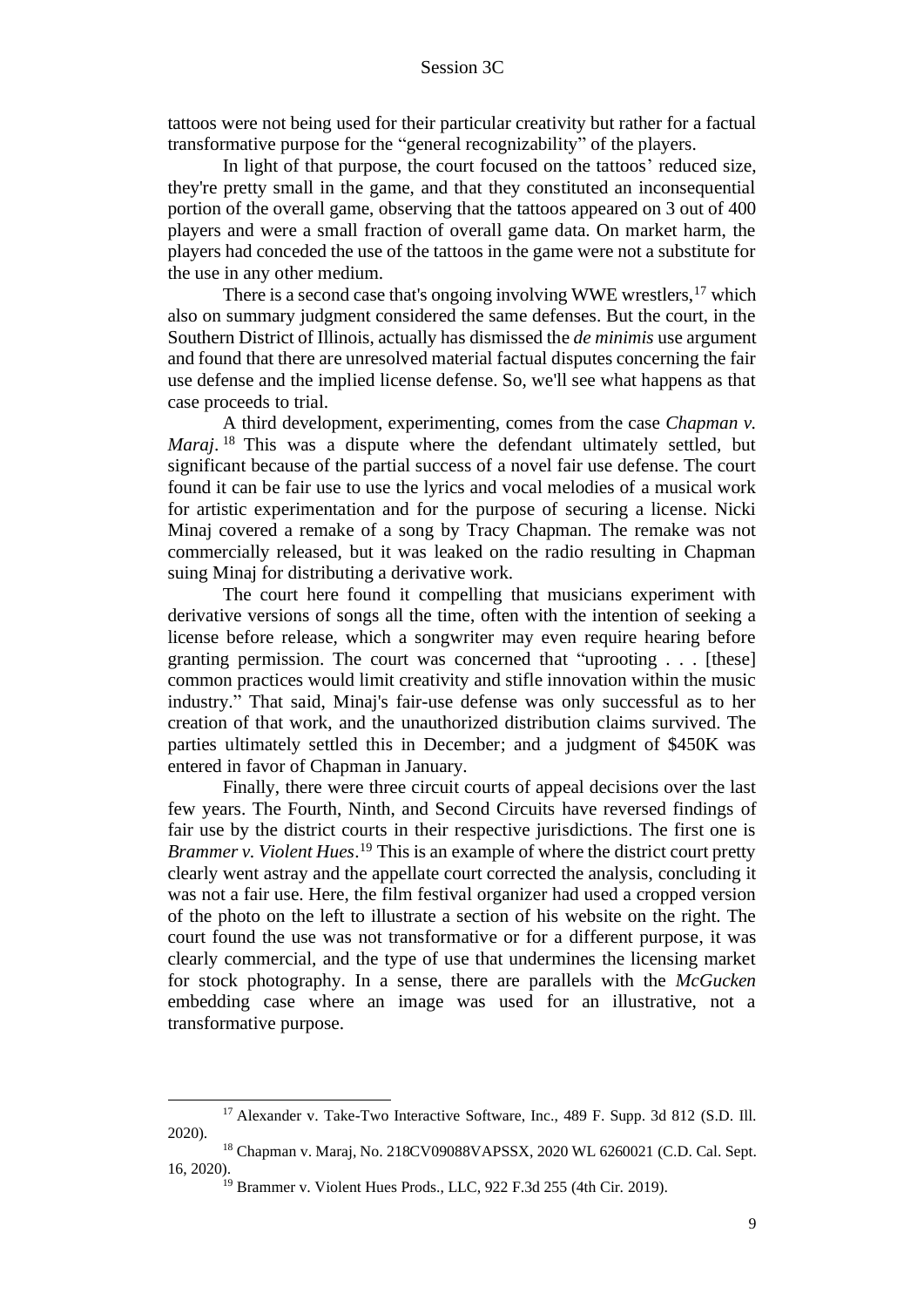tattoos were not being used for their particular creativity but rather for a factual transformative purpose for the "general recognizability" of the players.

In light of that purpose, the court focused on the tattoos' reduced size, they're pretty small in the game, and that they constituted an inconsequential portion of the overall game, observing that the tattoos appeared on 3 out of 400 players and were a small fraction of overall game data. On market harm, the players had conceded the use of the tattoos in the game were not a substitute for the use in any other medium.

There is a second case that's ongoing involving WWE wrestlers,[17] which also on summary judgment considered the same defenses. But the court, in the Southern District of Illinois, actually has dismissed the *de minimis* use argument and found that there are unresolved material factual disputes concerning the fair use defense and the implied license defense. So, we'll see what happens as that case proceeds to trial.

A third development, experimenting, comes from the case *Chapman v. Maraj*.[18] This was a dispute where the defendant ultimately settled, but significant because of the partial success of a novel fair use defense. The court found it can be fair use to use the lyrics and vocal melodies of a musical work for artistic experimentation and for the purpose of securing a license. Nicki Minaj covered a remake of a song by Tracy Chapman. The remake was not commercially released, but it was leaked on the radio resulting in Chapman suing Minaj for distributing a derivative work.

The court here found it compelling that musicians experiment with derivative versions of songs all the time, often with the intention of seeking a license before release, which a songwriter may even require hearing before granting permission. The court was concerned that "uprooting . . . [these] common practices would limit creativity and stifle innovation within the music industry." That said, Minaj's fair-use defense was only successful as to her creation of that work, and the unauthorized distribution claims survived. The parties ultimately settled this in December; and a judgment of $450K was entered in favor of Chapman in January.

Finally, there were three circuit courts of appeal decisions over the last few years. The Fourth, Ninth, and Second Circuits have reversed findings of fair use by the district courts in their respective jurisdictions. The first one is *Brammer v. Violent Hues*.[19] This is an example of where the district court pretty clearly went astray and the appellate court corrected the analysis, concluding it was not a fair use. Here, the film festival organizer had used a cropped version of the photo on the left to illustrate a section of his website on the right. The court found the use was not transformative or for a different purpose, it was clearly commercial, and the type of use that undermines the licensing market for stock photography. In a sense, there are parallels with the *McGucken* embedding case where an image was used for an illustrative, not a transformative purpose.

---

[17] Alexander v. Take-Two Interactive Software, Inc., 489 F. Supp. 3d 812 (S.D. Ill. 2020).

[18] Chapman v. Maraj, No. 218CV09088VAPSSX, 2020 WL 6260021 (C.D. Cal. Sept. 16, 2020).

[19] Brammer v. Violent Hues Prods., LLC, 922 F.3d 255 (4th Cir. 2019).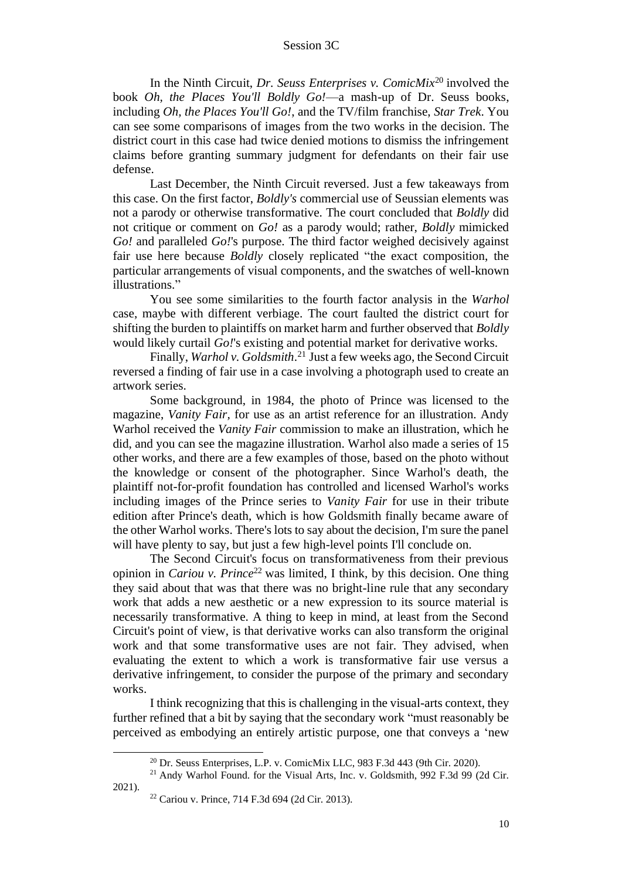In the Ninth Circuit, *Dr. Seuss Enterprises v. ComicMix*[20] involved the book *Oh, the Places You'll Boldly Go!*—a mash-up of Dr. Seuss books, including *Oh, the Places You'll Go!*, and the TV/film franchise, *Star Trek*. You can see some comparisons of images from the two works in the decision. The district court in this case had twice denied motions to dismiss the infringement claims before granting summary judgment for defendants on their fair use defense.

Last December, the Ninth Circuit reversed. Just a few takeaways from this case. On the first factor, *Boldly's* commercial use of Seussian elements was not a parody or otherwise transformative. The court concluded that *Boldly* did not critique or comment on *Go!* as a parody would; rather, *Boldly* mimicked *Go!* and paralleled *Go!*'s purpose. The third factor weighed decisively against fair use here because *Boldly* closely replicated "the exact composition, the particular arrangements of visual components, and the swatches of well-known illustrations."

You see some similarities to the fourth factor analysis in the *Warhol* case, maybe with different verbiage. The court faulted the district court for shifting the burden to plaintiffs on market harm and further observed that *Boldly* would likely curtail *Go!*'s existing and potential market for derivative works.

Finally, *Warhol v. Goldsmith*.[21] Just a few weeks ago, the Second Circuit reversed a finding of fair use in a case involving a photograph used to create an artwork series.

Some background, in 1984, the photo of Prince was licensed to the magazine, *Vanity Fair*, for use as an artist reference for an illustration. Andy Warhol received the *Vanity Fair* commission to make an illustration, which he did, and you can see the magazine illustration. Warhol also made a series of 15 other works, and there are a few examples of those, based on the photo without the knowledge or consent of the photographer. Since Warhol's death, the plaintiff not-for-profit foundation has controlled and licensed Warhol's works including images of the Prince series to *Vanity Fair* for use in their tribute edition after Prince's death, which is how Goldsmith finally became aware of the other Warhol works. There's lots to say about the decision, I'm sure the panel will have plenty to say, but just a few high-level points I'll conclude on.

The Second Circuit's focus on transformativeness from their previous opinion in *Cariou v. Prince*[22] was limited, I think, by this decision. One thing they said about that was that there was no bright-line rule that any secondary work that adds a new aesthetic or a new expression to its source material is necessarily transformative. A thing to keep in mind, at least from the Second Circuit's point of view, is that derivative works can also transform the original work and that some transformative uses are not fair. They advised, when evaluating the extent to which a work is transformative fair use versus a derivative infringement, to consider the purpose of the primary and secondary works.

I think recognizing that this is challenging in the visual-arts context, they further refined that a bit by saying that the secondary work "must reasonably be perceived as embodying an entirely artistic purpose, one that conveys a 'new

---

[20] Dr. Seuss Enterprises, L.P. v. ComicMix LLC, 983 F.3d 443 (9th Cir. 2020).

[21] Andy Warhol Found. for the Visual Arts, Inc. v. Goldsmith, 992 F.3d 99 (2d Cir. 2021).

[22] Cariou v. Prince, 714 F.3d 694 (2d Cir. 2013).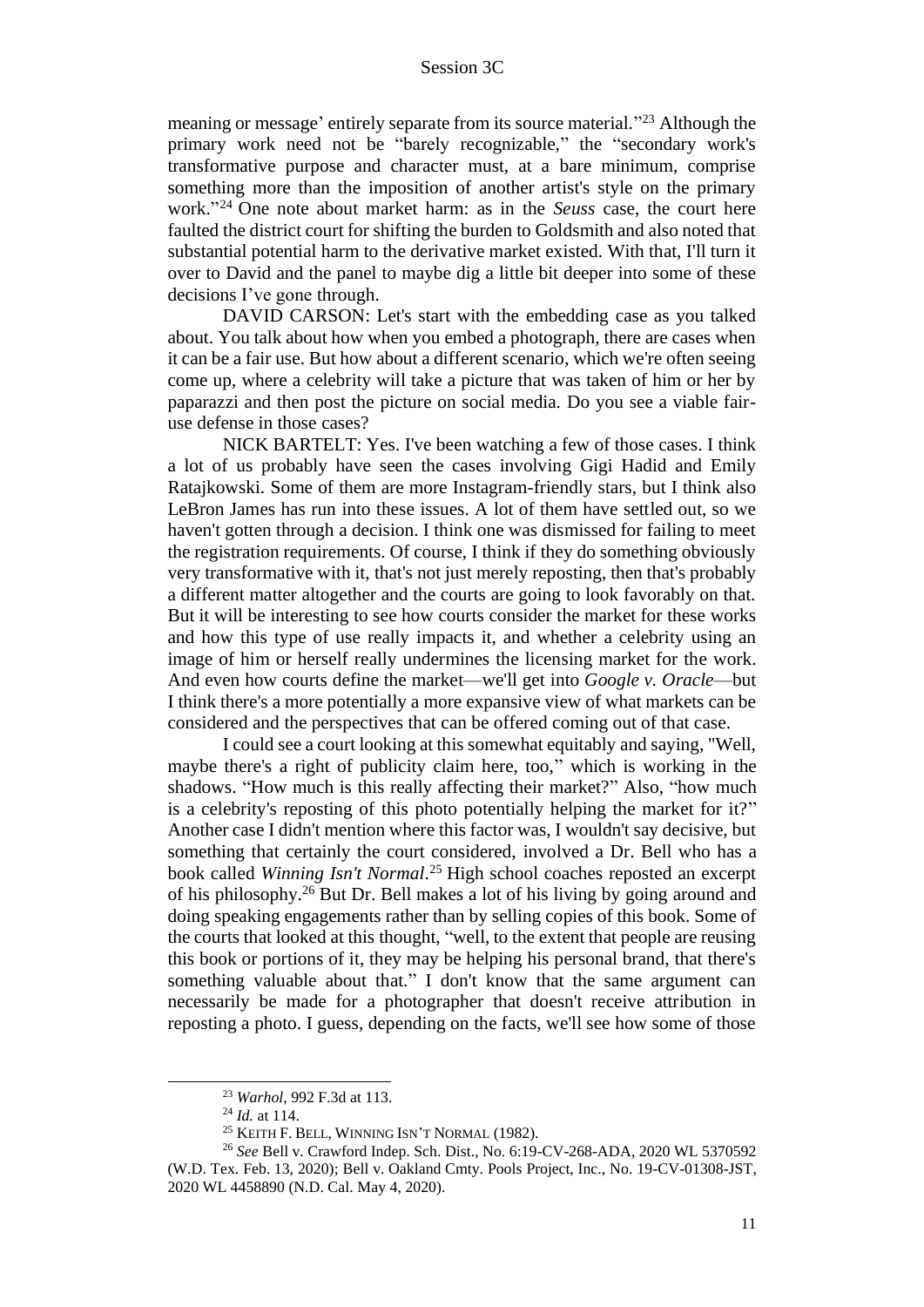meaning or message' entirely separate from its source material."[23] Although the primary work need not be "barely recognizable," the "secondary work's transformative purpose and character must, at a bare minimum, comprise something more than the imposition of another artist's style on the primary work."[24] One note about market harm: as in the *Seuss* case, the court here faulted the district court for shifting the burden to Goldsmith and also noted that substantial potential harm to the derivative market existed. With that, I'll turn it over to David and the panel to maybe dig a little bit deeper into some of these decisions I've gone through.

DAVID CARSON: Let's start with the embedding case as you talked about. You talk about how when you embed a photograph, there are cases when it can be a fair use. But how about a different scenario, which we're often seeing come up, where a celebrity will take a picture that was taken of him or her by paparazzi and then post the picture on social media. Do you see a viable fair-use defense in those cases?

NICK BARTELT: Yes. I've been watching a few of those cases. I think a lot of us probably have seen the cases involving Gigi Hadid and Emily Ratajkowski. Some of them are more Instagram-friendly stars, but I think also LeBron James has run into these issues. A lot of them have settled out, so we haven't gotten through a decision. I think one was dismissed for failing to meet the registration requirements. Of course, I think if they do something obviously very transformative with it, that's not just merely reposting, then that's probably a different matter altogether and the courts are going to look favorably on that. But it will be interesting to see how courts consider the market for these works and how this type of use really impacts it, and whether a celebrity using an image of him or herself really undermines the licensing market for the work. And even how courts define the market—we'll get into *Google v. Oracle*—but I think there's a more potentially a more expansive view of what markets can be considered and the perspectives that can be offered coming out of that case.

I could see a court looking at this somewhat equitably and saying, "Well, maybe there's a right of publicity claim here, too," which is working in the shadows. "How much is this really affecting their market?" Also, "how much is a celebrity's reposting of this photo potentially helping the market for it?" Another case I didn't mention where this factor was, I wouldn't say decisive, but something that certainly the court considered, involved a Dr. Bell who has a book called *Winning Isn't Normal*.[25] High school coaches reposted an excerpt of his philosophy.[26] But Dr. Bell makes a lot of his living by going around and doing speaking engagements rather than by selling copies of this book. Some of the courts that looked at this thought, "well, to the extent that people are reusing this book or portions of it, they may be helping his personal brand, that there's something valuable about that." I don't know that the same argument can necessarily be made for a photographer that doesn't receive attribution in reposting a photo. I guess, depending on the facts, we'll see how some of those

---

[23] *Warhol*, 992 F.3d at 113.

[24] *Id.* at 114.

[25] KEITH F. BELL, WINNING ISN'T NORMAL (1982).

[26] *See* Bell v. Crawford Indep. Sch. Dist., No. 6:19-CV-268-ADA, 2020 WL 5370592 (W.D. Tex. Feb. 13, 2020); Bell v. Oakland Cmty. Pools Project, Inc., No. 19-CV-01308-JST, 2020 WL 4458890 (N.D. Cal. May 4, 2020).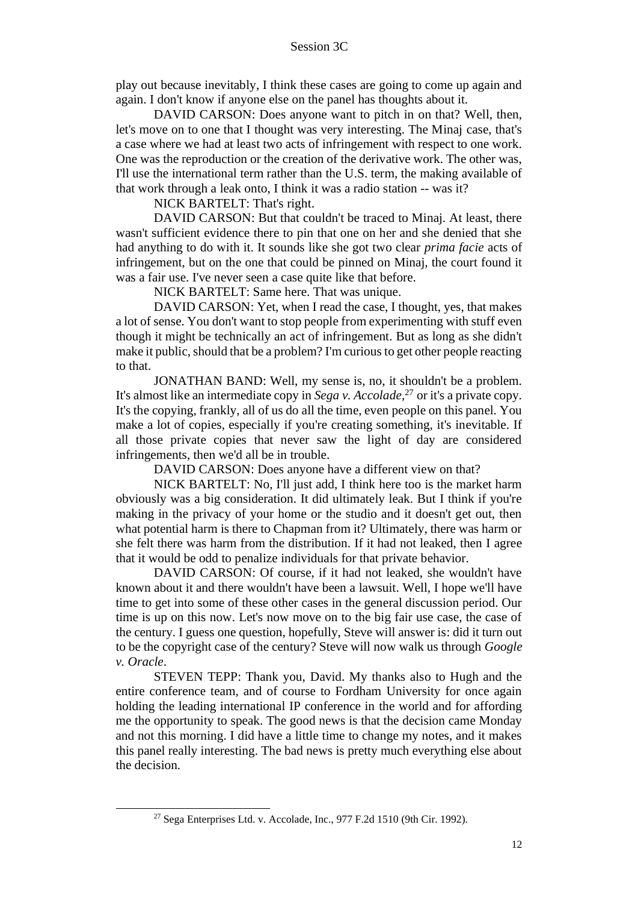play out because inevitably, I think these cases are going to come up again and again. I don't know if anyone else on the panel has thoughts about it.

DAVID CARSON: Does anyone want to pitch in on that? Well, then, let's move on to one that I thought was very interesting. The Minaj case, that's a case where we had at least two acts of infringement with respect to one work. One was the reproduction or the creation of the derivative work. The other was, I'll use the international term rather than the U.S. term, the making available of that work through a leak onto, I think it was a radio station -- was it?

NICK BARTELT: That's right.

DAVID CARSON: But that couldn't be traced to Minaj. At least, there wasn't sufficient evidence there to pin that one on her and she denied that she had anything to do with it. It sounds like she got two clear *prima facie* acts of infringement, but on the one that could be pinned on Minaj, the court found it was a fair use. I've never seen a case quite like that before.

NICK BARTELT: Same here. That was unique.

DAVID CARSON: Yet, when I read the case, I thought, yes, that makes a lot of sense. You don't want to stop people from experimenting with stuff even though it might be technically an act of infringement. But as long as she didn't make it public, should that be a problem? I'm curious to get other people reacting to that.

JONATHAN BAND: Well, my sense is, no, it shouldn't be a problem. It's almost like an intermediate copy in *Sega v. Accolade*,[27] or it's a private copy. It's the copying, frankly, all of us do all the time, even people on this panel. You make a lot of copies, especially if you're creating something, it's inevitable. If all those private copies that never saw the light of day are considered infringements, then we'd all be in trouble.

DAVID CARSON: Does anyone have a different view on that?

NICK BARTELT: No, I'll just add, I think here too is the market harm obviously was a big consideration. It did ultimately leak. But I think if you're making in the privacy of your home or the studio and it doesn't get out, then what potential harm is there to Chapman from it? Ultimately, there was harm or she felt there was harm from the distribution. If it had not leaked, then I agree that it would be odd to penalize individuals for that private behavior.

DAVID CARSON: Of course, if it had not leaked, she wouldn't have known about it and there wouldn't have been a lawsuit. Well, I hope we'll have time to get into some of these other cases in the general discussion period. Our time is up on this now. Let's now move on to the big fair use case, the case of the century. I guess one question, hopefully, Steve will answer is: did it turn out to be the copyright case of the century? Steve will now walk us through *Google v. Oracle*.

STEVEN TEPP: Thank you, David. My thanks also to Hugh and the entire conference team, and of course to Fordham University for once again holding the leading international IP conference in the world and for affording me the opportunity to speak. The good news is that the decision came Monday and not this morning. I did have a little time to change my notes, and it makes this panel really interesting. The bad news is pretty much everything else about the decision.

---

[27] Sega Enterprises Ltd. v. Accolade, Inc., 977 F.2d 1510 (9th Cir. 1992).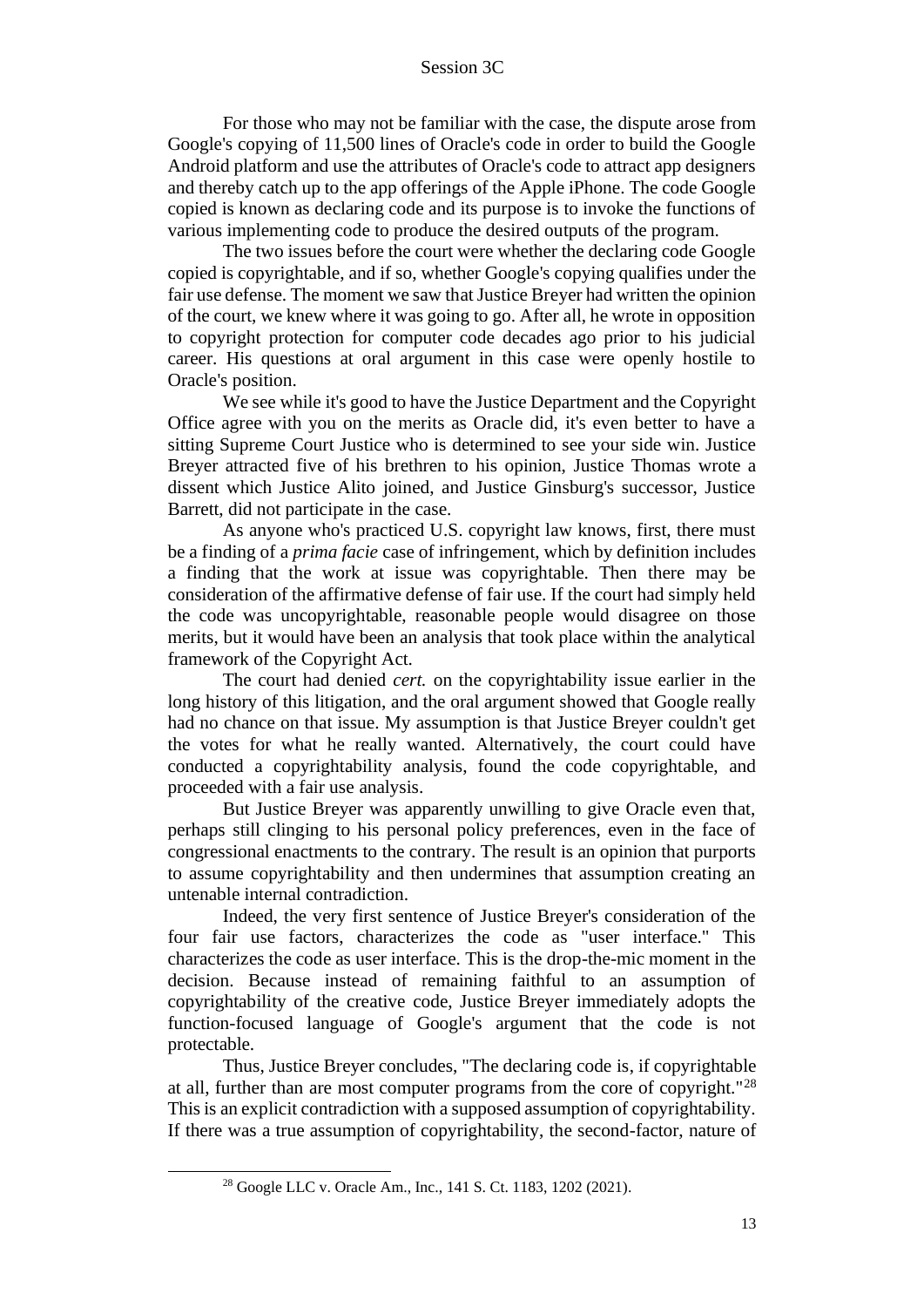For those who may not be familiar with the case, the dispute arose from Google's copying of 11,500 lines of Oracle's code in order to build the Google Android platform and use the attributes of Oracle's code to attract app designers and thereby catch up to the app offerings of the Apple iPhone. The code Google copied is known as declaring code and its purpose is to invoke the functions of various implementing code to produce the desired outputs of the program.

The two issues before the court were whether the declaring code Google copied is copyrightable, and if so, whether Google's copying qualifies under the fair use defense. The moment we saw that Justice Breyer had written the opinion of the court, we knew where it was going to go. After all, he wrote in opposition to copyright protection for computer code decades ago prior to his judicial career. His questions at oral argument in this case were openly hostile to Oracle's position.

We see while it's good to have the Justice Department and the Copyright Office agree with you on the merits as Oracle did, it's even better to have a sitting Supreme Court Justice who is determined to see your side win. Justice Breyer attracted five of his brethren to his opinion, Justice Thomas wrote a dissent which Justice Alito joined, and Justice Ginsburg's successor, Justice Barrett, did not participate in the case.

As anyone who's practiced U.S. copyright law knows, first, there must be a finding of a *prima facie* case of infringement, which by definition includes a finding that the work at issue was copyrightable. Then there may be consideration of the affirmative defense of fair use. If the court had simply held the code was uncopyrightable, reasonable people would disagree on those merits, but it would have been an analysis that took place within the analytical framework of the Copyright Act.

The court had denied *cert.* on the copyrightability issue earlier in the long history of this litigation, and the oral argument showed that Google really had no chance on that issue. My assumption is that Justice Breyer couldn't get the votes for what he really wanted. Alternatively, the court could have conducted a copyrightability analysis, found the code copyrightable, and proceeded with a fair use analysis.

But Justice Breyer was apparently unwilling to give Oracle even that, perhaps still clinging to his personal policy preferences, even in the face of congressional enactments to the contrary. The result is an opinion that purports to assume copyrightability and then undermines that assumption creating an untenable internal contradiction.

Indeed, the very first sentence of Justice Breyer's consideration of the four fair use factors, characterizes the code as "user interface." This characterizes the code as user interface. This is the drop-the-mic moment in the decision. Because instead of remaining faithful to an assumption of copyrightability of the creative code, Justice Breyer immediately adopts the function-focused language of Google's argument that the code is not protectable.

Thus, Justice Breyer concludes, "The declaring code is, if copyrightable at all, further than are most computer programs from the core of copyright."[28] This is an explicit contradiction with a supposed assumption of copyrightability. If there was a true assumption of copyrightability, the second-factor, nature of

[28] Google LLC v. Oracle Am., Inc., 141 S. Ct. 1183, 1202 (2021).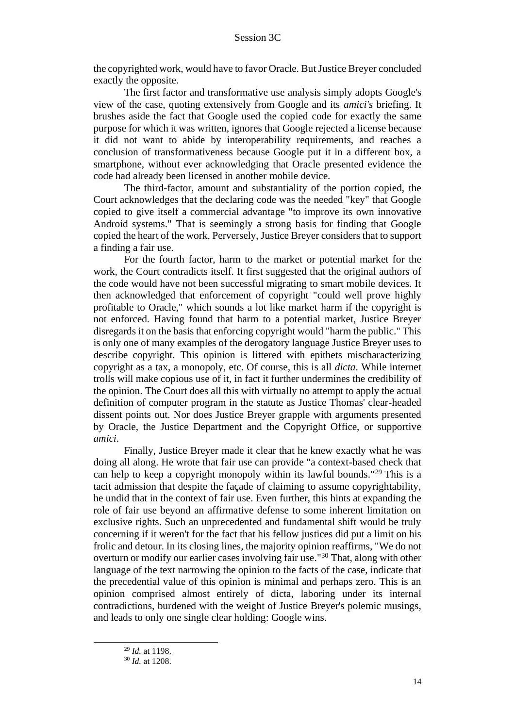the copyrighted work, would have to favor Oracle. But Justice Breyer concluded exactly the opposite.

The first factor and transformative use analysis simply adopts Google's view of the case, quoting extensively from Google and its *amici's* briefing. It brushes aside the fact that Google used the copied code for exactly the same purpose for which it was written, ignores that Google rejected a license because it did not want to abide by interoperability requirements, and reaches a conclusion of transformativeness because Google put it in a different box, a smartphone, without ever acknowledging that Oracle presented evidence the code had already been licensed in another mobile device.

The third-factor, amount and substantiality of the portion copied, the Court acknowledges that the declaring code was the needed "key" that Google copied to give itself a commercial advantage "to improve its own innovative Android systems." That is seemingly a strong basis for finding that Google copied the heart of the work. Perversely, Justice Breyer considers that to support a finding a fair use.

For the fourth factor, harm to the market or potential market for the work, the Court contradicts itself. It first suggested that the original authors of the code would have not been successful migrating to smart mobile devices. It then acknowledged that enforcement of copyright "could well prove highly profitable to Oracle," which sounds a lot like market harm if the copyright is not enforced. Having found that harm to a potential market, Justice Breyer disregards it on the basis that enforcing copyright would "harm the public." This is only one of many examples of the derogatory language Justice Breyer uses to describe copyright. This opinion is littered with epithets mischaracterizing copyright as a tax, a monopoly, etc. Of course, this is all *dicta*. While internet trolls will make copious use of it, in fact it further undermines the credibility of the opinion. The Court does all this with virtually no attempt to apply the actual definition of computer program in the statute as Justice Thomas' clear-headed dissent points out. Nor does Justice Breyer grapple with arguments presented by Oracle, the Justice Department and the Copyright Office, or supportive *amici*.

Finally, Justice Breyer made it clear that he knew exactly what he was doing all along. He wrote that fair use can provide "a context-based check that can help to keep a copyright monopoly within its lawful bounds."[29] This is a tacit admission that despite the façade of claiming to assume copyrightability, he undid that in the context of fair use. Even further, this hints at expanding the role of fair use beyond an affirmative defense to some inherent limitation on exclusive rights. Such an unprecedented and fundamental shift would be truly concerning if it weren't for the fact that his fellow justices did put a limit on his frolic and detour. In its closing lines, the majority opinion reaffirms, "We do not overturn or modify our earlier cases involving fair use."[30] That, along with other language of the text narrowing the opinion to the facts of the case, indicate that the precedential value of this opinion is minimal and perhaps zero. This is an opinion comprised almost entirely of dicta, laboring under its internal contradictions, burdened with the weight of Justice Breyer's polemic musings, and leads to only one single clear holding: Google wins.

---

[29] *Id.* at 1198.

[30] *Id.* at 1208.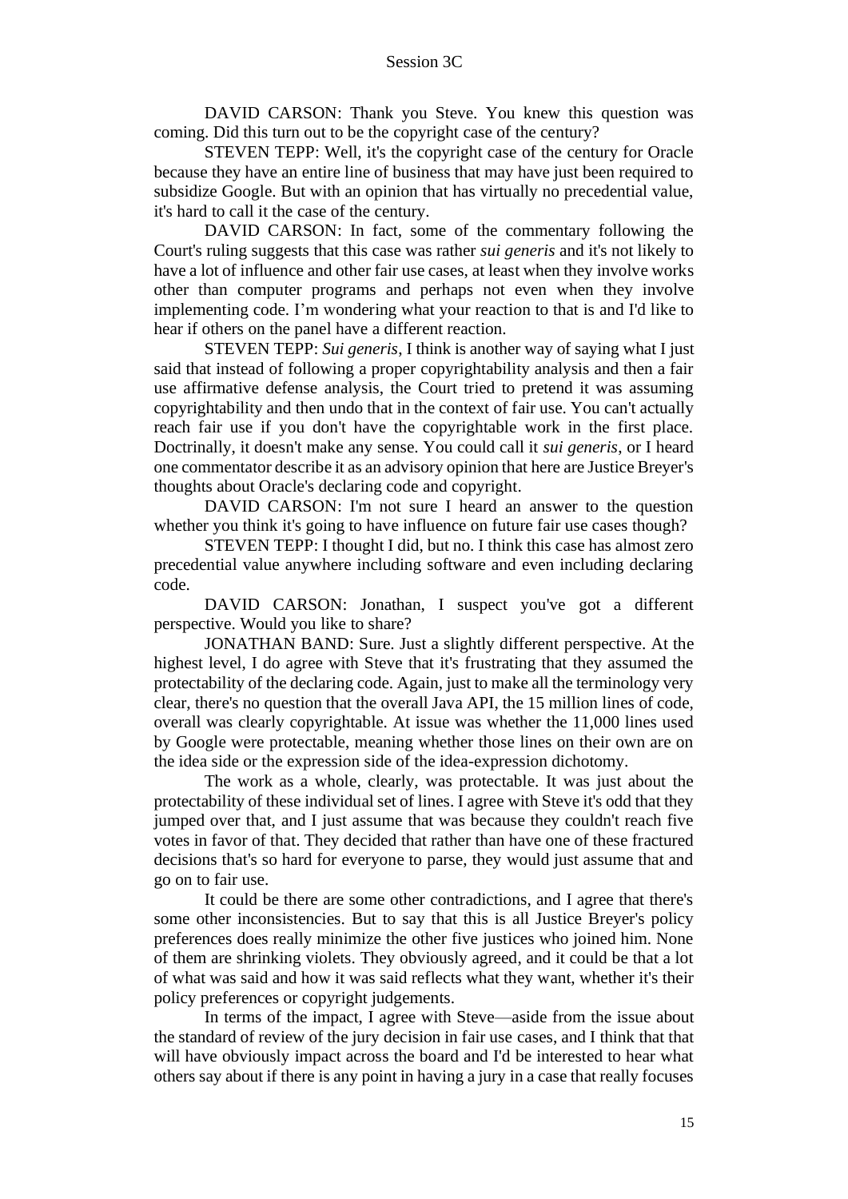DAVID CARSON: Thank you Steve. You knew this question was coming. Did this turn out to be the copyright case of the century?

STEVEN TEPP: Well, it's the copyright case of the century for Oracle because they have an entire line of business that may have just been required to subsidize Google. But with an opinion that has virtually no precedential value, it's hard to call it the case of the century.

DAVID CARSON: In fact, some of the commentary following the Court's ruling suggests that this case was rather *sui generis* and it's not likely to have a lot of influence and other fair use cases, at least when they involve works other than computer programs and perhaps not even when they involve implementing code. I'm wondering what your reaction to that is and I'd like to hear if others on the panel have a different reaction.

STEVEN TEPP: *Sui generis*, I think is another way of saying what I just said that instead of following a proper copyrightability analysis and then a fair use affirmative defense analysis, the Court tried to pretend it was assuming copyrightability and then undo that in the context of fair use. You can't actually reach fair use if you don't have the copyrightable work in the first place. Doctrinally, it doesn't make any sense. You could call it *sui generis*, or I heard one commentator describe it as an advisory opinion that here are Justice Breyer's thoughts about Oracle's declaring code and copyright.

DAVID CARSON: I'm not sure I heard an answer to the question whether you think it's going to have influence on future fair use cases though?

STEVEN TEPP: I thought I did, but no. I think this case has almost zero precedential value anywhere including software and even including declaring code.

DAVID CARSON: Jonathan, I suspect you've got a different perspective. Would you like to share?

JONATHAN BAND: Sure. Just a slightly different perspective. At the highest level, I do agree with Steve that it's frustrating that they assumed the protectability of the declaring code. Again, just to make all the terminology very clear, there's no question that the overall Java API, the 15 million lines of code, overall was clearly copyrightable. At issue was whether the 11,000 lines used by Google were protectable, meaning whether those lines on their own are on the idea side or the expression side of the idea-expression dichotomy.

The work as a whole, clearly, was protectable. It was just about the protectability of these individual set of lines. I agree with Steve it's odd that they jumped over that, and I just assume that was because they couldn't reach five votes in favor of that. They decided that rather than have one of these fractured decisions that's so hard for everyone to parse, they would just assume that and go on to fair use.

It could be there are some other contradictions, and I agree that there's some other inconsistencies. But to say that this is all Justice Breyer's policy preferences does really minimize the other five justices who joined him. None of them are shrinking violets. They obviously agreed, and it could be that a lot of what was said and how it was said reflects what they want, whether it's their policy preferences or copyright judgements.

In terms of the impact, I agree with Steve—aside from the issue about the standard of review of the jury decision in fair use cases, and I think that that will have obviously impact across the board and I'd be interested to hear what others say about if there is any point in having a jury in a case that really focuses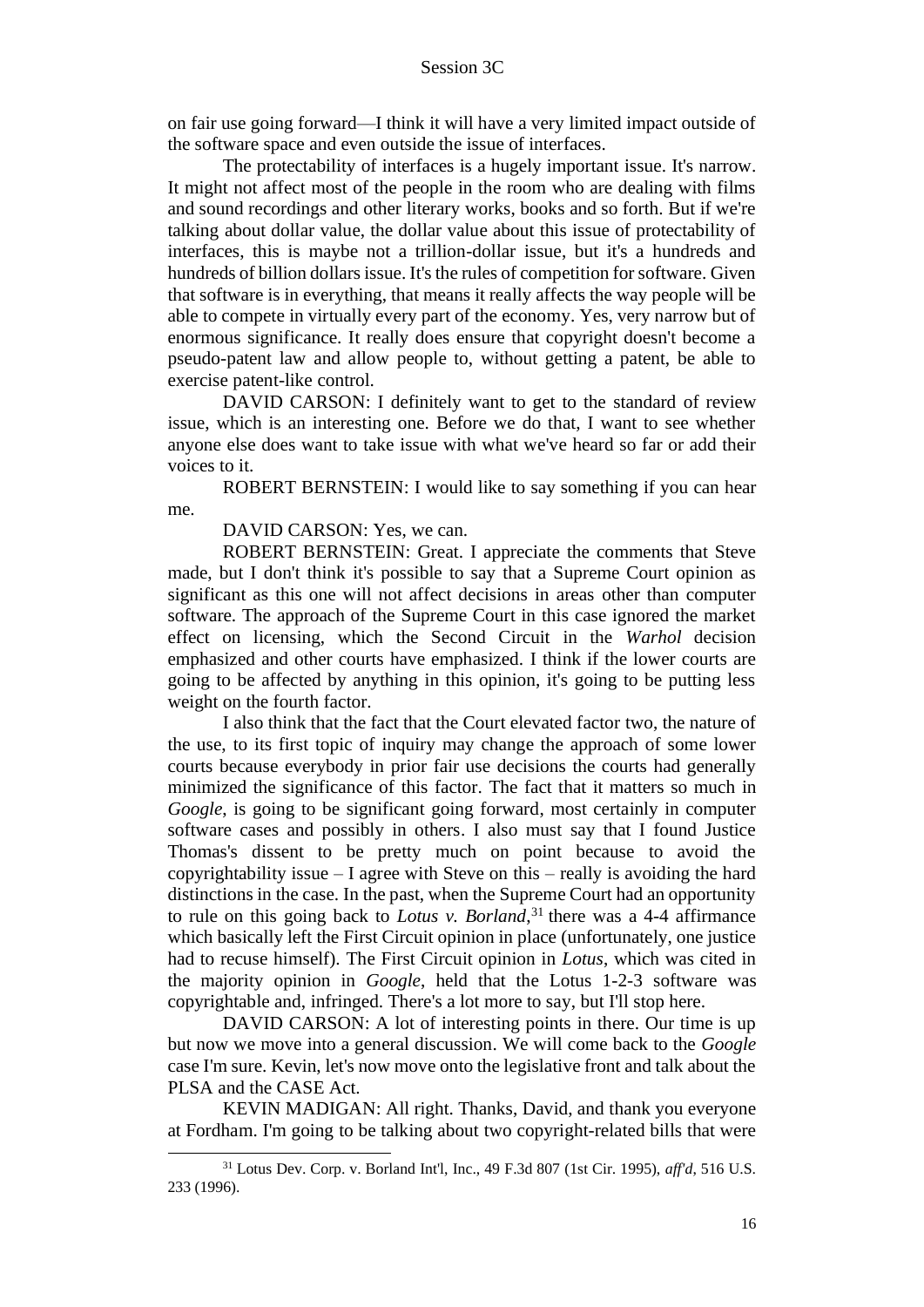on fair use going forward—I think it will have a very limited impact outside of the software space and even outside the issue of interfaces.

The protectability of interfaces is a hugely important issue. It's narrow. It might not affect most of the people in the room who are dealing with films and sound recordings and other literary works, books and so forth. But if we're talking about dollar value, the dollar value about this issue of protectability of interfaces, this is maybe not a trillion-dollar issue, but it's a hundreds and hundreds of billion dollars issue. It's the rules of competition for software. Given that software is in everything, that means it really affects the way people will be able to compete in virtually every part of the economy. Yes, very narrow but of enormous significance. It really does ensure that copyright doesn't become a pseudo-patent law and allow people to, without getting a patent, be able to exercise patent-like control.

DAVID CARSON: I definitely want to get to the standard of review issue, which is an interesting one. Before we do that, I want to see whether anyone else does want to take issue with what we've heard so far or add their voices to it.

ROBERT BERNSTEIN: I would like to say something if you can hear me.

DAVID CARSON: Yes, we can.

ROBERT BERNSTEIN: Great. I appreciate the comments that Steve made, but I don't think it's possible to say that a Supreme Court opinion as significant as this one will not affect decisions in areas other than computer software. The approach of the Supreme Court in this case ignored the market effect on licensing, which the Second Circuit in the *Warhol* decision emphasized and other courts have emphasized. I think if the lower courts are going to be affected by anything in this opinion, it's going to be putting less weight on the fourth factor.

I also think that the fact that the Court elevated factor two, the nature of the use, to its first topic of inquiry may change the approach of some lower courts because everybody in prior fair use decisions the courts had generally minimized the significance of this factor. The fact that it matters so much in *Google*, is going to be significant going forward, most certainly in computer software cases and possibly in others. I also must say that I found Justice Thomas's dissent to be pretty much on point because to avoid the copyrightability issue – I agree with Steve on this – really is avoiding the hard distinctions in the case. In the past, when the Supreme Court had an opportunity to rule on this going back to *Lotus v. Borland*,[31] there was a 4-4 affirmance which basically left the First Circuit opinion in place (unfortunately, one justice had to recuse himself). The First Circuit opinion in *Lotus*, which was cited in the majority opinion in *Google*, held that the Lotus 1-2-3 software was copyrightable and, infringed. There's a lot more to say, but I'll stop here.

DAVID CARSON: A lot of interesting points in there. Our time is up but now we move into a general discussion. We will come back to the *Google* case I'm sure. Kevin, let's now move onto the legislative front and talk about the PLSA and the CASE Act.

KEVIN MADIGAN: All right. Thanks, David, and thank you everyone at Fordham. I'm going to be talking about two copyright-related bills that were

---

[31] Lotus Dev. Corp. v. Borland Int'l, Inc., 49 F.3d 807 (1st Cir. 1995), *aff'd*, 516 U.S. 233 (1996).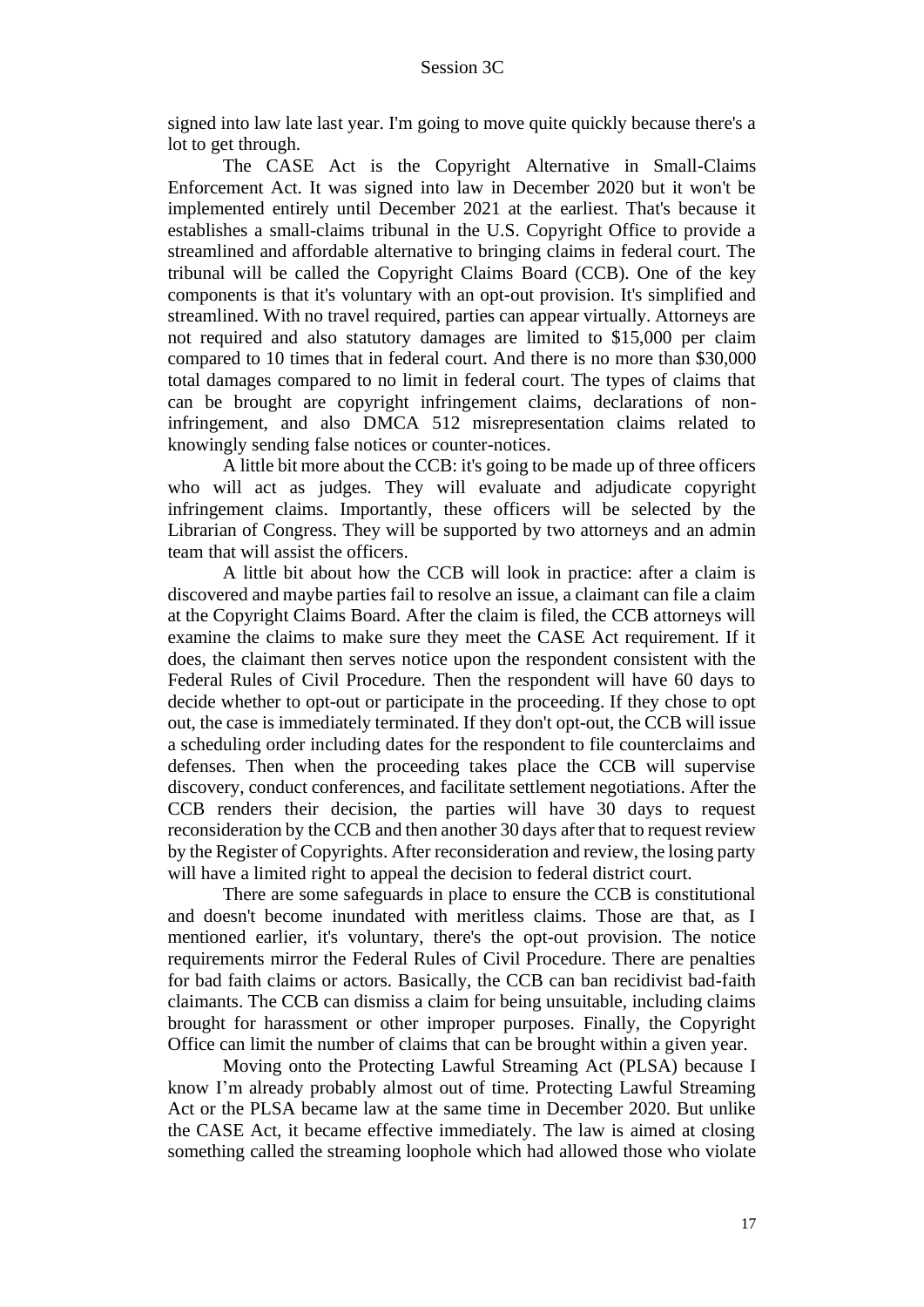signed into law late last year. I'm going to move quite quickly because there's a lot to get through.

The CASE Act is the Copyright Alternative in Small-Claims Enforcement Act. It was signed into law in December 2020 but it won't be implemented entirely until December 2021 at the earliest. That's because it establishes a small-claims tribunal in the U.S. Copyright Office to provide a streamlined and affordable alternative to bringing claims in federal court. The tribunal will be called the Copyright Claims Board (CCB). One of the key components is that it's voluntary with an opt-out provision. It's simplified and streamlined. With no travel required, parties can appear virtually. Attorneys are not required and also statutory damages are limited to $15,000 per claim compared to 10 times that in federal court. And there is no more than $30,000 total damages compared to no limit in federal court. The types of claims that can be brought are copyright infringement claims, declarations of non-infringement, and also DMCA 512 misrepresentation claims related to knowingly sending false notices or counter-notices.

A little bit more about the CCB: it's going to be made up of three officers who will act as judges. They will evaluate and adjudicate copyright infringement claims. Importantly, these officers will be selected by the Librarian of Congress. They will be supported by two attorneys and an admin team that will assist the officers.

A little bit about how the CCB will look in practice: after a claim is discovered and maybe parties fail to resolve an issue, a claimant can file a claim at the Copyright Claims Board. After the claim is filed, the CCB attorneys will examine the claims to make sure they meet the CASE Act requirement. If it does, the claimant then serves notice upon the respondent consistent with the Federal Rules of Civil Procedure. Then the respondent will have 60 days to decide whether to opt-out or participate in the proceeding. If they chose to opt out, the case is immediately terminated. If they don't opt-out, the CCB will issue a scheduling order including dates for the respondent to file counterclaims and defenses. Then when the proceeding takes place the CCB will supervise discovery, conduct conferences, and facilitate settlement negotiations. After the CCB renders their decision, the parties will have 30 days to request reconsideration by the CCB and then another 30 days after that to request review by the Register of Copyrights. After reconsideration and review, the losing party will have a limited right to appeal the decision to federal district court.

There are some safeguards in place to ensure the CCB is constitutional and doesn't become inundated with meritless claims. Those are that, as I mentioned earlier, it's voluntary, there's the opt-out provision. The notice requirements mirror the Federal Rules of Civil Procedure. There are penalties for bad faith claims or actors. Basically, the CCB can ban recidivist bad-faith claimants. The CCB can dismiss a claim for being unsuitable, including claims brought for harassment or other improper purposes. Finally, the Copyright Office can limit the number of claims that can be brought within a given year.

Moving onto the Protecting Lawful Streaming Act (PLSA) because I know I'm already probably almost out of time. Protecting Lawful Streaming Act or the PLSA became law at the same time in December 2020. But unlike the CASE Act, it became effective immediately. The law is aimed at closing something called the streaming loophole which had allowed those who violate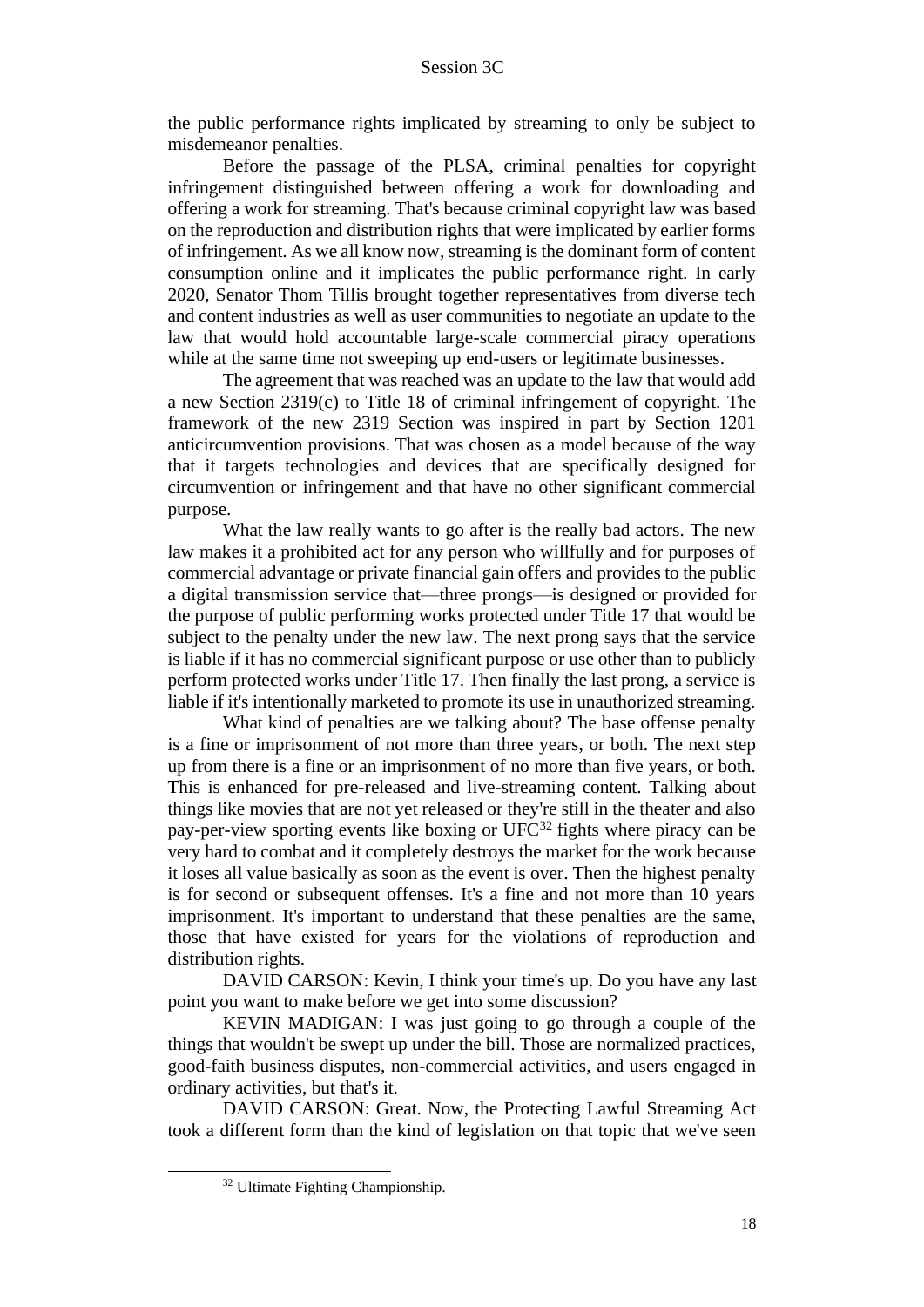the public performance rights implicated by streaming to only be subject to misdemeanor penalties.

Before the passage of the PLSA, criminal penalties for copyright infringement distinguished between offering a work for downloading and offering a work for streaming. That's because criminal copyright law was based on the reproduction and distribution rights that were implicated by earlier forms of infringement. As we all know now, streaming is the dominant form of content consumption online and it implicates the public performance right. In early 2020, Senator Thom Tillis brought together representatives from diverse tech and content industries as well as user communities to negotiate an update to the law that would hold accountable large-scale commercial piracy operations while at the same time not sweeping up end-users or legitimate businesses.

The agreement that was reached was an update to the law that would add a new Section 2319(c) to Title 18 of criminal infringement of copyright. The framework of the new 2319 Section was inspired in part by Section 1201 anticircumvention provisions. That was chosen as a model because of the way that it targets technologies and devices that are specifically designed for circumvention or infringement and that have no other significant commercial purpose.

What the law really wants to go after is the really bad actors. The new law makes it a prohibited act for any person who willfully and for purposes of commercial advantage or private financial gain offers and provides to the public a digital transmission service that—three prongs—is designed or provided for the purpose of public performing works protected under Title 17 that would be subject to the penalty under the new law. The next prong says that the service is liable if it has no commercial significant purpose or use other than to publicly perform protected works under Title 17. Then finally the last prong, a service is liable if it's intentionally marketed to promote its use in unauthorized streaming.

What kind of penalties are we talking about? The base offense penalty is a fine or imprisonment of not more than three years, or both. The next step up from there is a fine or an imprisonment of no more than five years, or both. This is enhanced for pre-released and live-streaming content. Talking about things like movies that are not yet released or they're still in the theater and also pay-per-view sporting events like boxing or UFC[32] fights where piracy can be very hard to combat and it completely destroys the market for the work because it loses all value basically as soon as the event is over. Then the highest penalty is for second or subsequent offenses. It's a fine and not more than 10 years imprisonment. It's important to understand that these penalties are the same, those that have existed for years for the violations of reproduction and distribution rights.

DAVID CARSON: Kevin, I think your time's up. Do you have any last point you want to make before we get into some discussion?

KEVIN MADIGAN: I was just going to go through a couple of the things that wouldn't be swept up under the bill. Those are normalized practices, good-faith business disputes, non-commercial activities, and users engaged in ordinary activities, but that's it.

DAVID CARSON: Great. Now, the Protecting Lawful Streaming Act took a different form than the kind of legislation on that topic that we've seen

[32] Ultimate Fighting Championship.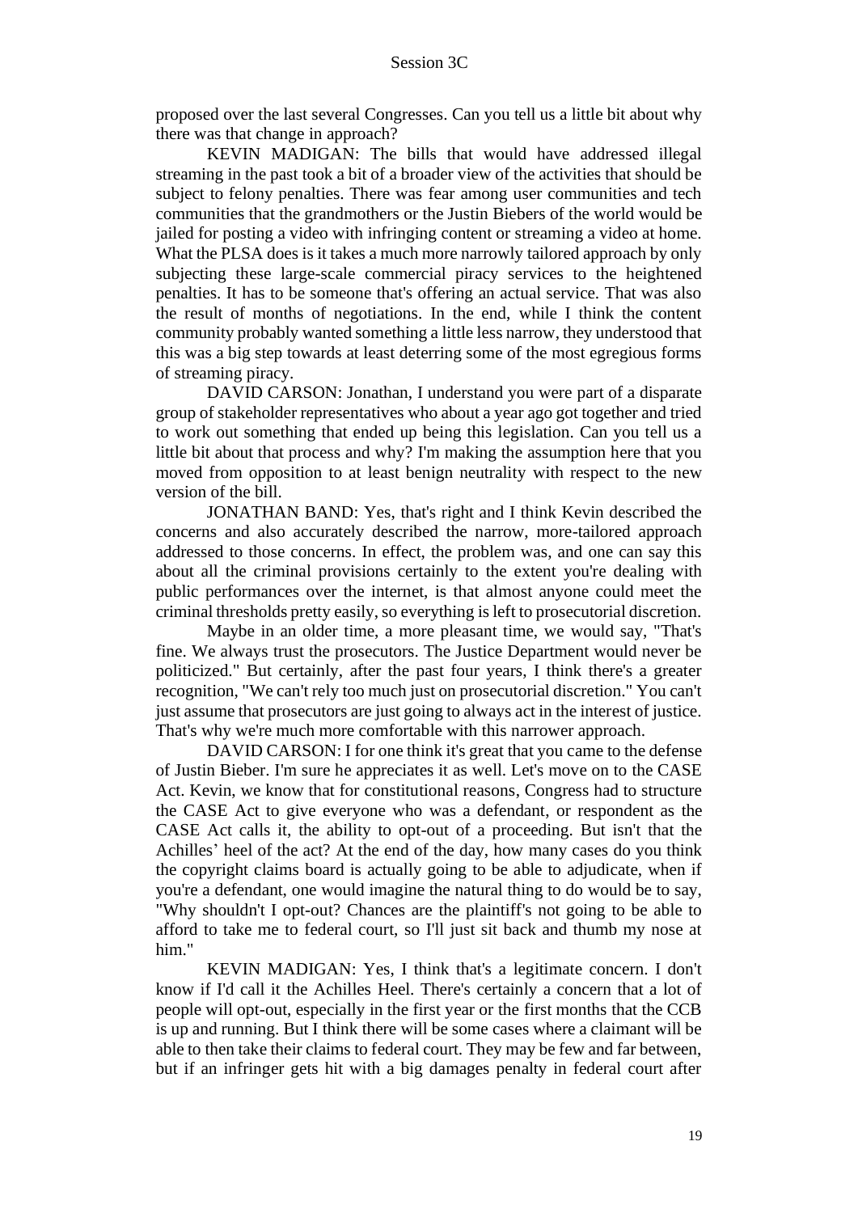proposed over the last several Congresses. Can you tell us a little bit about why there was that change in approach?

KEVIN MADIGAN: The bills that would have addressed illegal streaming in the past took a bit of a broader view of the activities that should be subject to felony penalties. There was fear among user communities and tech communities that the grandmothers or the Justin Biebers of the world would be jailed for posting a video with infringing content or streaming a video at home. What the PLSA does is it takes a much more narrowly tailored approach by only subjecting these large-scale commercial piracy services to the heightened penalties. It has to be someone that's offering an actual service. That was also the result of months of negotiations. In the end, while I think the content community probably wanted something a little less narrow, they understood that this was a big step towards at least deterring some of the most egregious forms of streaming piracy.

DAVID CARSON: Jonathan, I understand you were part of a disparate group of stakeholder representatives who about a year ago got together and tried to work out something that ended up being this legislation. Can you tell us a little bit about that process and why? I'm making the assumption here that you moved from opposition to at least benign neutrality with respect to the new version of the bill.

JONATHAN BAND: Yes, that's right and I think Kevin described the concerns and also accurately described the narrow, more-tailored approach addressed to those concerns. In effect, the problem was, and one can say this about all the criminal provisions certainly to the extent you're dealing with public performances over the internet, is that almost anyone could meet the criminal thresholds pretty easily, so everything is left to prosecutorial discretion.

Maybe in an older time, a more pleasant time, we would say, "That's fine. We always trust the prosecutors. The Justice Department would never be politicized." But certainly, after the past four years, I think there's a greater recognition, "We can't rely too much just on prosecutorial discretion." You can't just assume that prosecutors are just going to always act in the interest of justice. That's why we're much more comfortable with this narrower approach.

DAVID CARSON: I for one think it's great that you came to the defense of Justin Bieber. I'm sure he appreciates it as well. Let's move on to the CASE Act. Kevin, we know that for constitutional reasons, Congress had to structure the CASE Act to give everyone who was a defendant, or respondent as the CASE Act calls it, the ability to opt-out of a proceeding. But isn't that the Achilles' heel of the act? At the end of the day, how many cases do you think the copyright claims board is actually going to be able to adjudicate, when if you're a defendant, one would imagine the natural thing to do would be to say, "Why shouldn't I opt-out? Chances are the plaintiff's not going to be able to afford to take me to federal court, so I'll just sit back and thumb my nose at him."

KEVIN MADIGAN: Yes, I think that's a legitimate concern. I don't know if I'd call it the Achilles Heel. There's certainly a concern that a lot of people will opt-out, especially in the first year or the first months that the CCB is up and running. But I think there will be some cases where a claimant will be able to then take their claims to federal court. They may be few and far between, but if an infringer gets hit with a big damages penalty in federal court after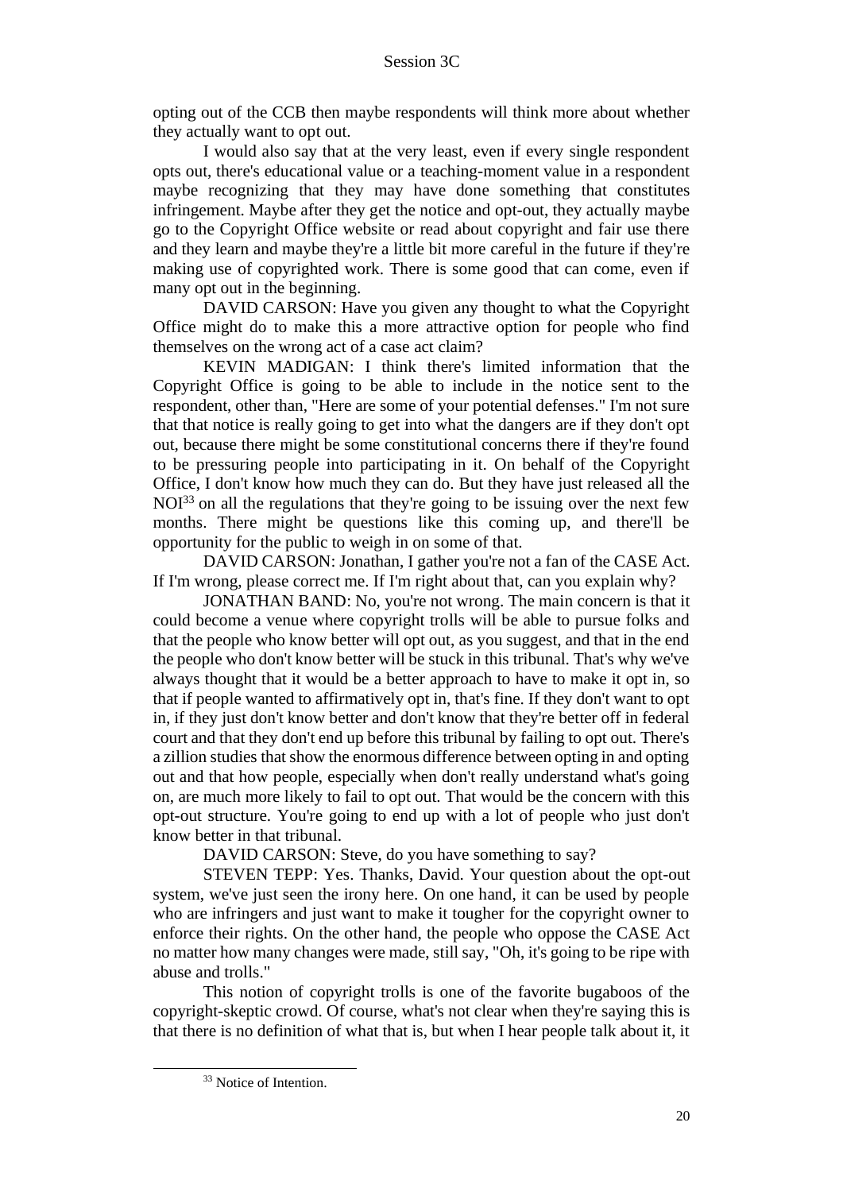opting out of the CCB then maybe respondents will think more about whether they actually want to opt out.

I would also say that at the very least, even if every single respondent opts out, there's educational value or a teaching-moment value in a respondent maybe recognizing that they may have done something that constitutes infringement. Maybe after they get the notice and opt-out, they actually maybe go to the Copyright Office website or read about copyright and fair use there and they learn and maybe they're a little bit more careful in the future if they're making use of copyrighted work. There is some good that can come, even if many opt out in the beginning.

DAVID CARSON: Have you given any thought to what the Copyright Office might do to make this a more attractive option for people who find themselves on the wrong act of a case act claim?

KEVIN MADIGAN: I think there's limited information that the Copyright Office is going to be able to include in the notice sent to the respondent, other than, "Here are some of your potential defenses." I'm not sure that that notice is really going to get into what the dangers are if they don't opt out, because there might be some constitutional concerns there if they're found to be pressuring people into participating in it. On behalf of the Copyright Office, I don't know how much they can do. But they have just released all the NOI[33] on all the regulations that they're going to be issuing over the next few months. There might be questions like this coming up, and there'll be opportunity for the public to weigh in on some of that.

DAVID CARSON: Jonathan, I gather you're not a fan of the CASE Act. If I'm wrong, please correct me. If I'm right about that, can you explain why?

JONATHAN BAND: No, you're not wrong. The main concern is that it could become a venue where copyright trolls will be able to pursue folks and that the people who know better will opt out, as you suggest, and that in the end the people who don't know better will be stuck in this tribunal. That's why we've always thought that it would be a better approach to have to make it opt in, so that if people wanted to affirmatively opt in, that's fine. If they don't want to opt in, if they just don't know better and don't know that they're better off in federal court and that they don't end up before this tribunal by failing to opt out. There's a zillion studies that show the enormous difference between opting in and opting out and that how people, especially when don't really understand what's going on, are much more likely to fail to opt out. That would be the concern with this opt-out structure. You're going to end up with a lot of people who just don't know better in that tribunal.

DAVID CARSON: Steve, do you have something to say?

STEVEN TEPP: Yes. Thanks, David. Your question about the opt-out system, we've just seen the irony here. On one hand, it can be used by people who are infringers and just want to make it tougher for the copyright owner to enforce their rights. On the other hand, the people who oppose the CASE Act no matter how many changes were made, still say, "Oh, it's going to be ripe with abuse and trolls."

This notion of copyright trolls is one of the favorite bugaboos of the copyright-skeptic crowd. Of course, what's not clear when they're saying this is that there is no definition of what that is, but when I hear people talk about it, it

---

[33] Notice of Intention.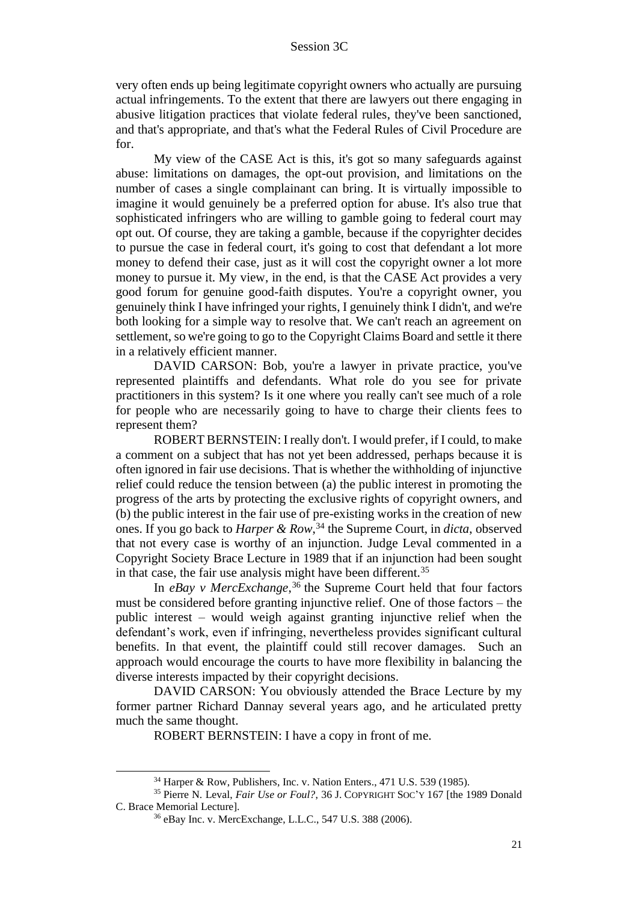very often ends up being legitimate copyright owners who actually are pursuing actual infringements. To the extent that there are lawyers out there engaging in abusive litigation practices that violate federal rules, they've been sanctioned, and that's appropriate, and that's what the Federal Rules of Civil Procedure are for.

My view of the CASE Act is this, it's got so many safeguards against abuse: limitations on damages, the opt-out provision, and limitations on the number of cases a single complainant can bring. It is virtually impossible to imagine it would genuinely be a preferred option for abuse. It's also true that sophisticated infringers who are willing to gamble going to federal court may opt out. Of course, they are taking a gamble, because if the copyrighter decides to pursue the case in federal court, it's going to cost that defendant a lot more money to defend their case, just as it will cost the copyright owner a lot more money to pursue it. My view, in the end, is that the CASE Act provides a very good forum for genuine good-faith disputes. You're a copyright owner, you genuinely think I have infringed your rights, I genuinely think I didn't, and we're both looking for a simple way to resolve that. We can't reach an agreement on settlement, so we're going to go to the Copyright Claims Board and settle it there in a relatively efficient manner.

DAVID CARSON: Bob, you're a lawyer in private practice, you've represented plaintiffs and defendants. What role do you see for private practitioners in this system? Is it one where you really can't see much of a role for people who are necessarily going to have to charge their clients fees to represent them?

ROBERT BERNSTEIN: I really don't. I would prefer, if I could, to make a comment on a subject that has not yet been addressed, perhaps because it is often ignored in fair use decisions. That is whether the withholding of injunctive relief could reduce the tension between (a) the public interest in promoting the progress of the arts by protecting the exclusive rights of copyright owners, and (b) the public interest in the fair use of pre-existing works in the creation of new ones. If you go back to *Harper & Row*,[34] the Supreme Court, in *dicta*, observed that not every case is worthy of an injunction. Judge Leval commented in a Copyright Society Brace Lecture in 1989 that if an injunction had been sought in that case, the fair use analysis might have been different.[35]

In *eBay v MercExchange*,[36] the Supreme Court held that four factors must be considered before granting injunctive relief. One of those factors – the public interest – would weigh against granting injunctive relief when the defendant's work, even if infringing, nevertheless provides significant cultural benefits. In that event, the plaintiff could still recover damages. Such an approach would encourage the courts to have more flexibility in balancing the diverse interests impacted by their copyright decisions.

DAVID CARSON: You obviously attended the Brace Lecture by my former partner Richard Dannay several years ago, and he articulated pretty much the same thought.

ROBERT BERNSTEIN: I have a copy in front of me.

---

[34] Harper & Row, Publishers, Inc. v. Nation Enters., 471 U.S. 539 (1985).

[35] Pierre N. Leval, *Fair Use or Foul?*, 36 J. COPYRIGHT SOC'Y 167 [the 1989 Donald C. Brace Memorial Lecture].

[36] eBay Inc. v. MercExchange, L.L.C., 547 U.S. 388 (2006).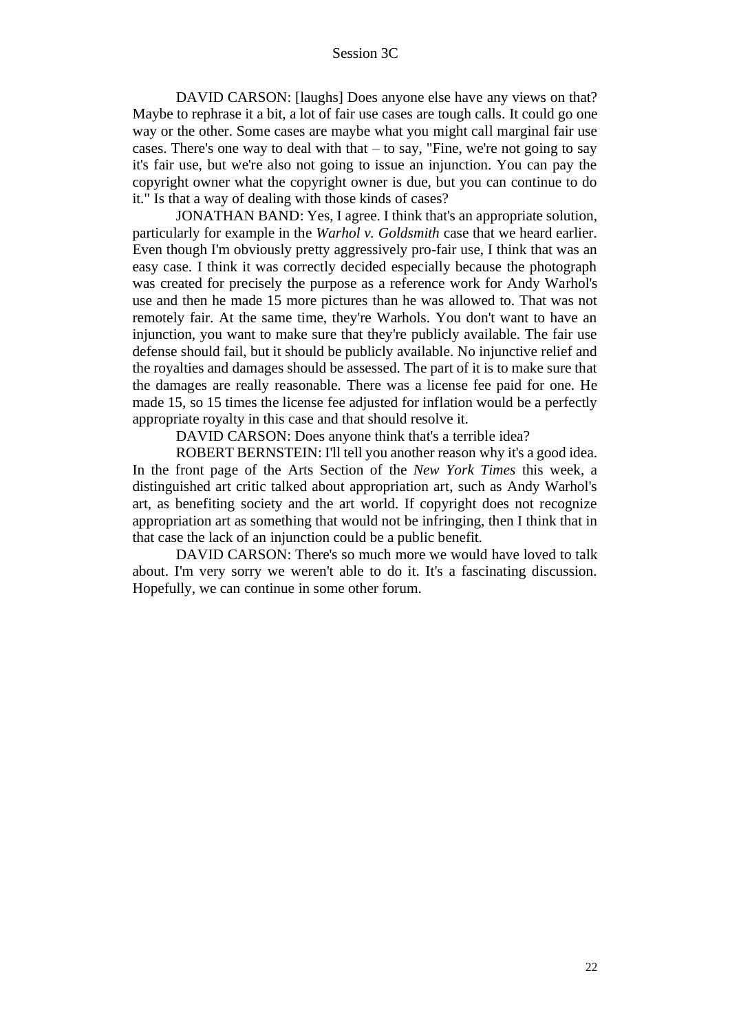DAVID CARSON: [laughs] Does anyone else have any views on that? Maybe to rephrase it a bit, a lot of fair use cases are tough calls. It could go one way or the other. Some cases are maybe what you might call marginal fair use cases. There's one way to deal with that – to say, "Fine, we're not going to say it's fair use, but we're also not going to issue an injunction. You can pay the copyright owner what the copyright owner is due, but you can continue to do it." Is that a way of dealing with those kinds of cases?

JONATHAN BAND: Yes, I agree. I think that's an appropriate solution, particularly for example in the *Warhol v. Goldsmith* case that we heard earlier. Even though I'm obviously pretty aggressively pro-fair use, I think that was an easy case. I think it was correctly decided especially because the photograph was created for precisely the purpose as a reference work for Andy Warhol's use and then he made 15 more pictures than he was allowed to. That was not remotely fair. At the same time, they're Warhols. You don't want to have an injunction, you want to make sure that they're publicly available. The fair use defense should fail, but it should be publicly available. No injunctive relief and the royalties and damages should be assessed. The part of it is to make sure that the damages are really reasonable. There was a license fee paid for one. He made 15, so 15 times the license fee adjusted for inflation would be a perfectly appropriate royalty in this case and that should resolve it.

DAVID CARSON: Does anyone think that's a terrible idea?

ROBERT BERNSTEIN: I'll tell you another reason why it's a good idea. In the front page of the Arts Section of the *New York Times* this week, a distinguished art critic talked about appropriation art, such as Andy Warhol's art, as benefiting society and the art world. If copyright does not recognize appropriation art as something that would not be infringing, then I think that in that case the lack of an injunction could be a public benefit.

DAVID CARSON: There's so much more we would have loved to talk about. I'm very sorry we weren't able to do it. It's a fascinating discussion. Hopefully, we can continue in some other forum.